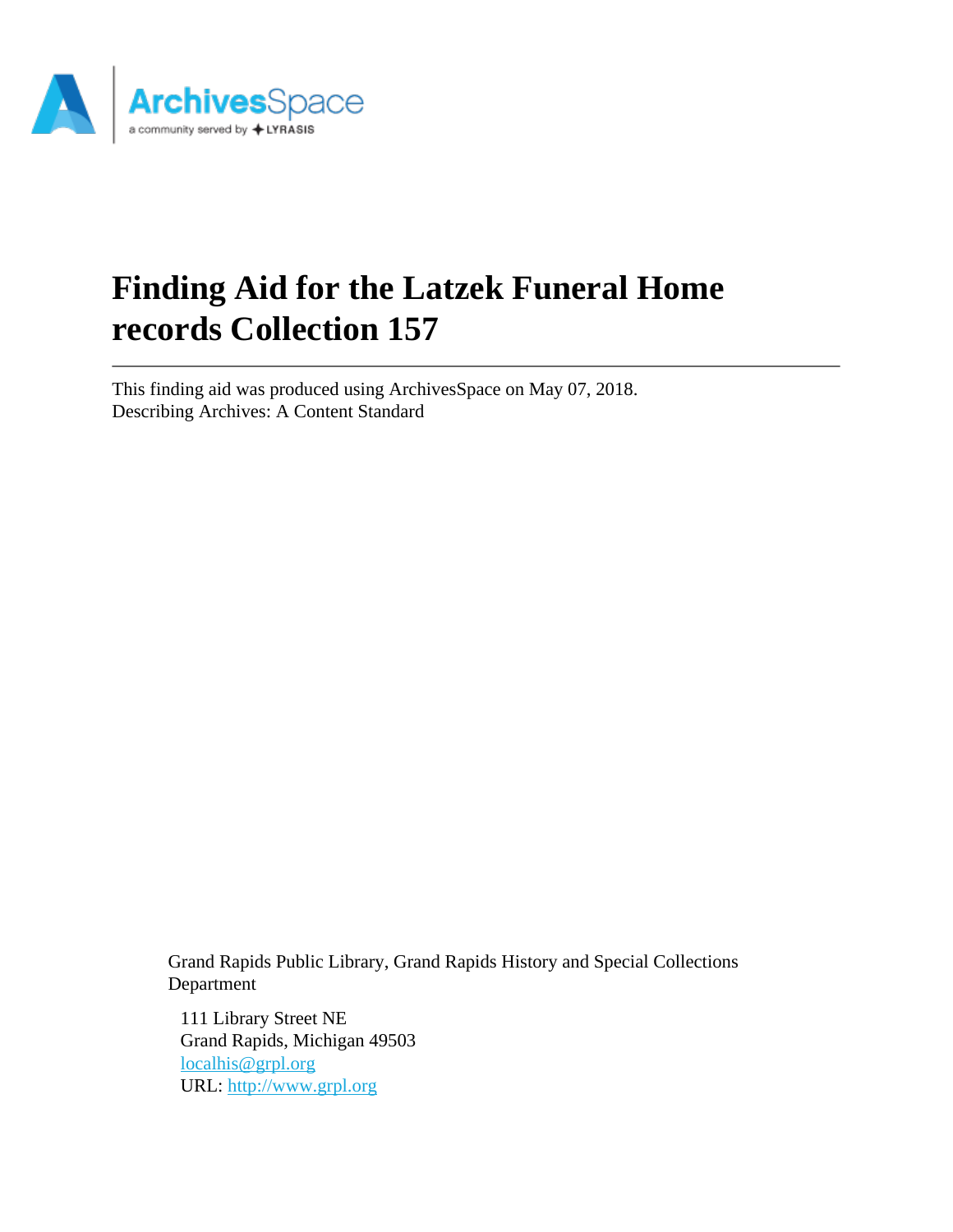# Finding Aid for the Latzek Funeral Home records Collection 157

---

This finding aid was produced using ArchivesSpace on May 07, 2018.
Describing Archives: A Content Standard

Grand Rapids Public Library, Grand Rapids History and Special Collections Department

111 Library Street NE
Grand Rapids, Michigan 49503
localhis@grpl.org
URL: http://www.grpl.org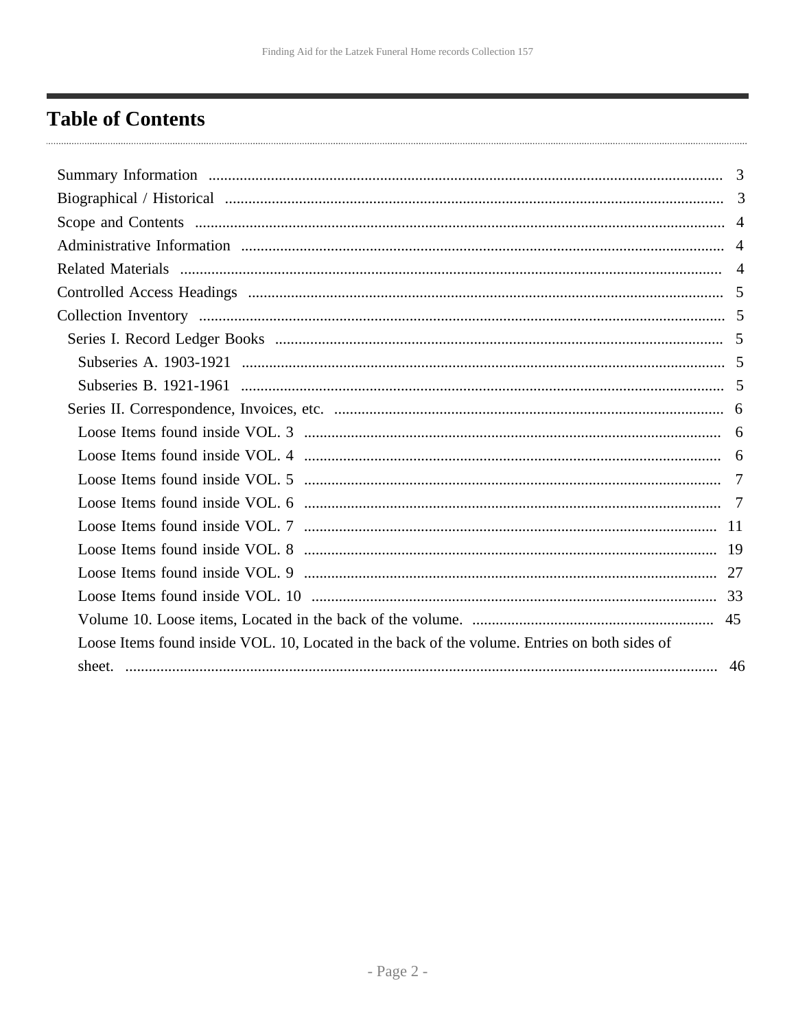# Table of Contents

- Summary Information ..................................................... 3
- Biographical / Historical ..................................................... 3
- Scope and Contents ..................................................... 4
- Administrative Information ..................................................... 4
- Related Materials ..................................................... 4
- Controlled Access Headings ..................................................... 5
- Collection Inventory ..................................................... 5
  - Series I. Record Ledger Books ..................................................... 5
    - Subseries A. 1903-1921 ..................................................... 5
    - Subseries B. 1921-1961 ..................................................... 5
  - Series II. Correspondence, Invoices, etc. ..................................................... 6
    - Loose Items found inside VOL. 3 ..................................................... 6
    - Loose Items found inside VOL. 4 ..................................................... 6
    - Loose Items found inside VOL. 5 ..................................................... 7
    - Loose Items found inside VOL. 6 ..................................................... 7
    - Loose Items found inside VOL. 7 ..................................................... 11
    - Loose Items found inside VOL. 8 ..................................................... 19
    - Loose Items found inside VOL. 9 ..................................................... 27
    - Loose Items found inside VOL. 10 ..................................................... 33
    - Volume 10. Loose items, Located in the back of the volume. ..................................................... 45
    - Loose Items found inside VOL. 10, Located in the back of the volume. Entries on both sides of sheet. ..................................................... 46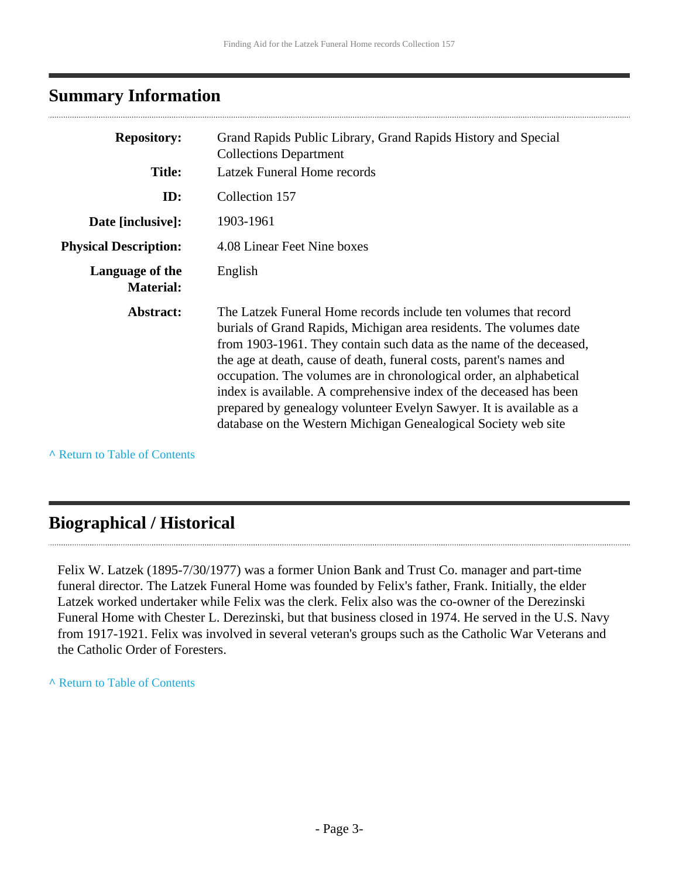## Summary Information

| | |
|---|---|
| **Repository:** | Grand Rapids Public Library, Grand Rapids History and Special Collections Department |
| **Title:** | Latzek Funeral Home records |
| **ID:** | Collection 157 |
| **Date [inclusive]:** | 1903-1961 |
| **Physical Description:** | 4.08 Linear Feet Nine boxes |
| **Language of the Material:** | English |
| **Abstract:** | The Latzek Funeral Home records include ten volumes that record burials of Grand Rapids, Michigan area residents. The volumes date from 1903-1961. They contain such data as the name of the deceased, the age at death, cause of death, funeral costs, parent's names and occupation. The volumes are in chronological order, an alphabetical index is available. A comprehensive index of the deceased has been prepared by genealogy volunteer Evelyn Sawyer. It is available as a database on the Western Michigan Genealogical Society web site |

^ Return to Table of Contents

## Biographical / Historical

Felix W. Latzek (1895-7/30/1977) was a former Union Bank and Trust Co. manager and part-time funeral director. The Latzek Funeral Home was founded by Felix's father, Frank. Initially, the elder Latzek worked undertaker while Felix was the clerk. Felix also was the co-owner of the Derezinski Funeral Home with Chester L. Derezinski, but that business closed in 1974. He served in the U.S. Navy from 1917-1921. Felix was involved in several veteran's groups such as the Catholic War Veterans and the Catholic Order of Foresters.

^ Return to Table of Contents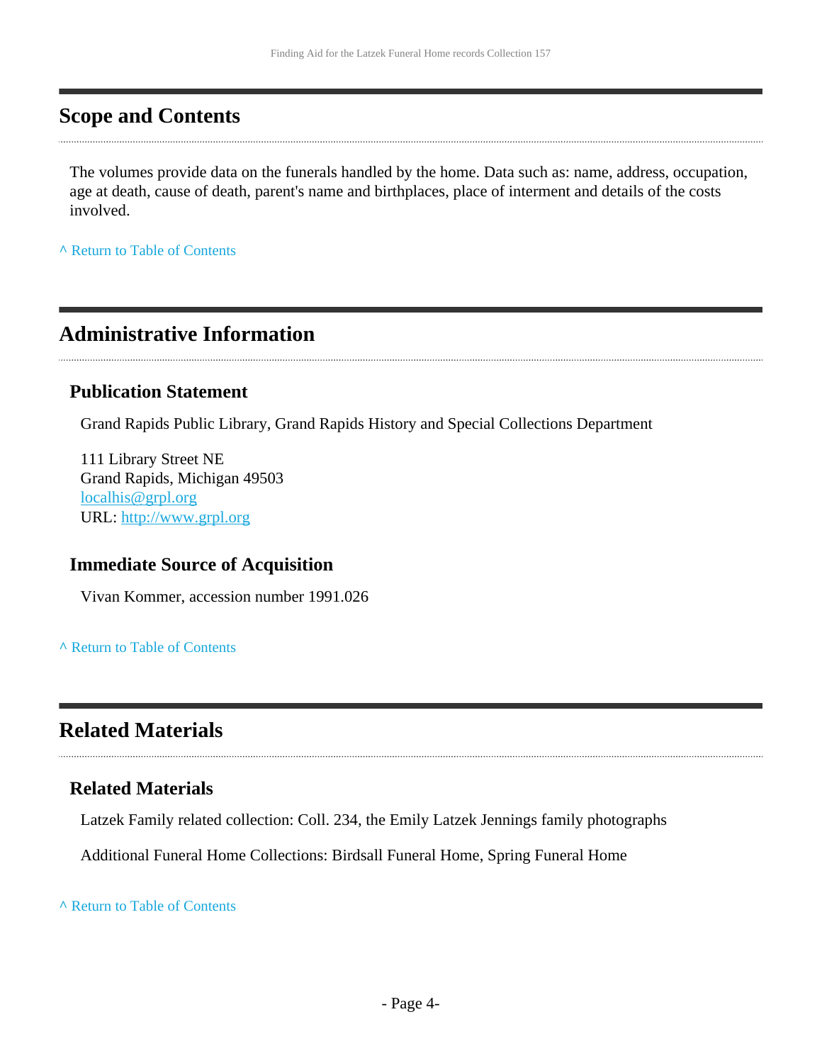## Scope and Contents

The volumes provide data on the funerals handled by the home. Data such as: name, address, occupation, age at death, cause of death, parent's name and birthplaces, place of interment and details of the costs involved.

^ Return to Table of Contents

## Administrative Information

### Publication Statement

Grand Rapids Public Library, Grand Rapids History and Special Collections Department

111 Library Street NE
Grand Rapids, Michigan 49503
localhis@grpl.org
URL: http://www.grpl.org

### Immediate Source of Acquisition

Vivan Kommer, accession number 1991.026

^ Return to Table of Contents

## Related Materials

### Related Materials

Latzek Family related collection: Coll. 234, the Emily Latzek Jennings family photographs

Additional Funeral Home Collections: Birdsall Funeral Home, Spring Funeral Home

^ Return to Table of Contents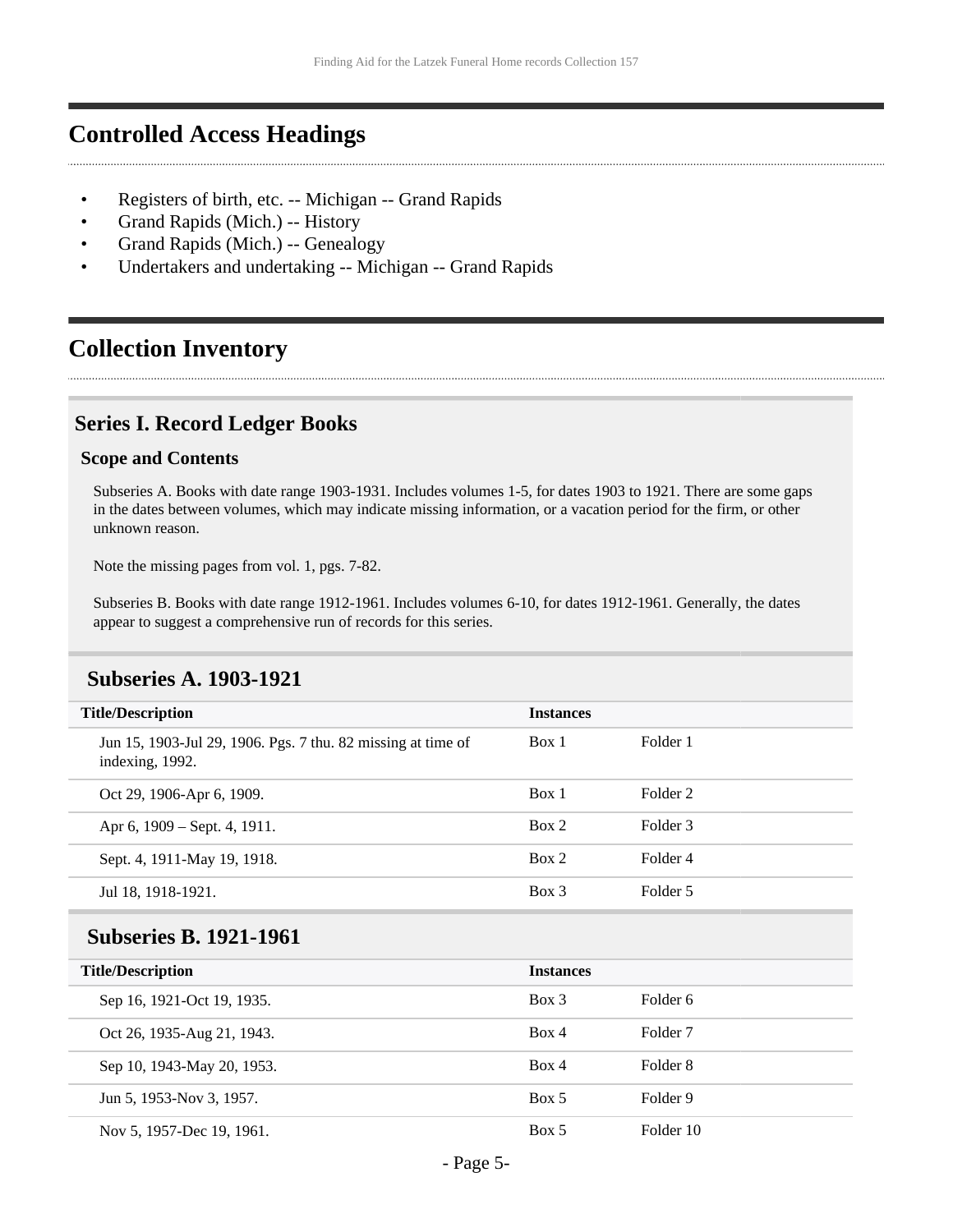## Controlled Access Headings

- Registers of birth, etc. -- Michigan -- Grand Rapids
- Grand Rapids (Mich.) -- History
- Grand Rapids (Mich.) -- Genealogy
- Undertakers and undertaking -- Michigan -- Grand Rapids

## Collection Inventory

### Series I. Record Ledger Books

#### Scope and Contents

Subseries A. Books with date range 1903-1931. Includes volumes 1-5, for dates 1903 to 1921. There are some gaps in the dates between volumes, which may indicate missing information, or a vacation period for the firm, or other unknown reason.

Note the missing pages from vol. 1, pgs. 7-82.

Subseries B. Books with date range 1912-1961. Includes volumes 6-10, for dates 1912-1961. Generally, the dates appear to suggest a comprehensive run of records for this series.

### Subseries A. 1903-1921

| Title/Description | Instances | |
|---|---|---|
| Jun 15, 1903-Jul 29, 1906. Pgs. 7 thu. 82 missing at time of indexing, 1992. | Box 1 | Folder 1 |
| Oct 29, 1906-Apr 6, 1909. | Box 1 | Folder 2 |
| Apr 6, 1909 – Sept. 4, 1911. | Box 2 | Folder 3 |
| Sept. 4, 1911-May 19, 1918. | Box 2 | Folder 4 |
| Jul 18, 1918-1921. | Box 3 | Folder 5 |

### Subseries B. 1921-1961

| Title/Description | Instances | |
|---|---|---|
| Sep 16, 1921-Oct 19, 1935. | Box 3 | Folder 6 |
| Oct 26, 1935-Aug 21, 1943. | Box 4 | Folder 7 |
| Sep 10, 1943-May 20, 1953. | Box 4 | Folder 8 |
| Jun 5, 1953-Nov 3, 1957. | Box 5 | Folder 9 |
| Nov 5, 1957-Dec 19, 1961. | Box 5 | Folder 10 |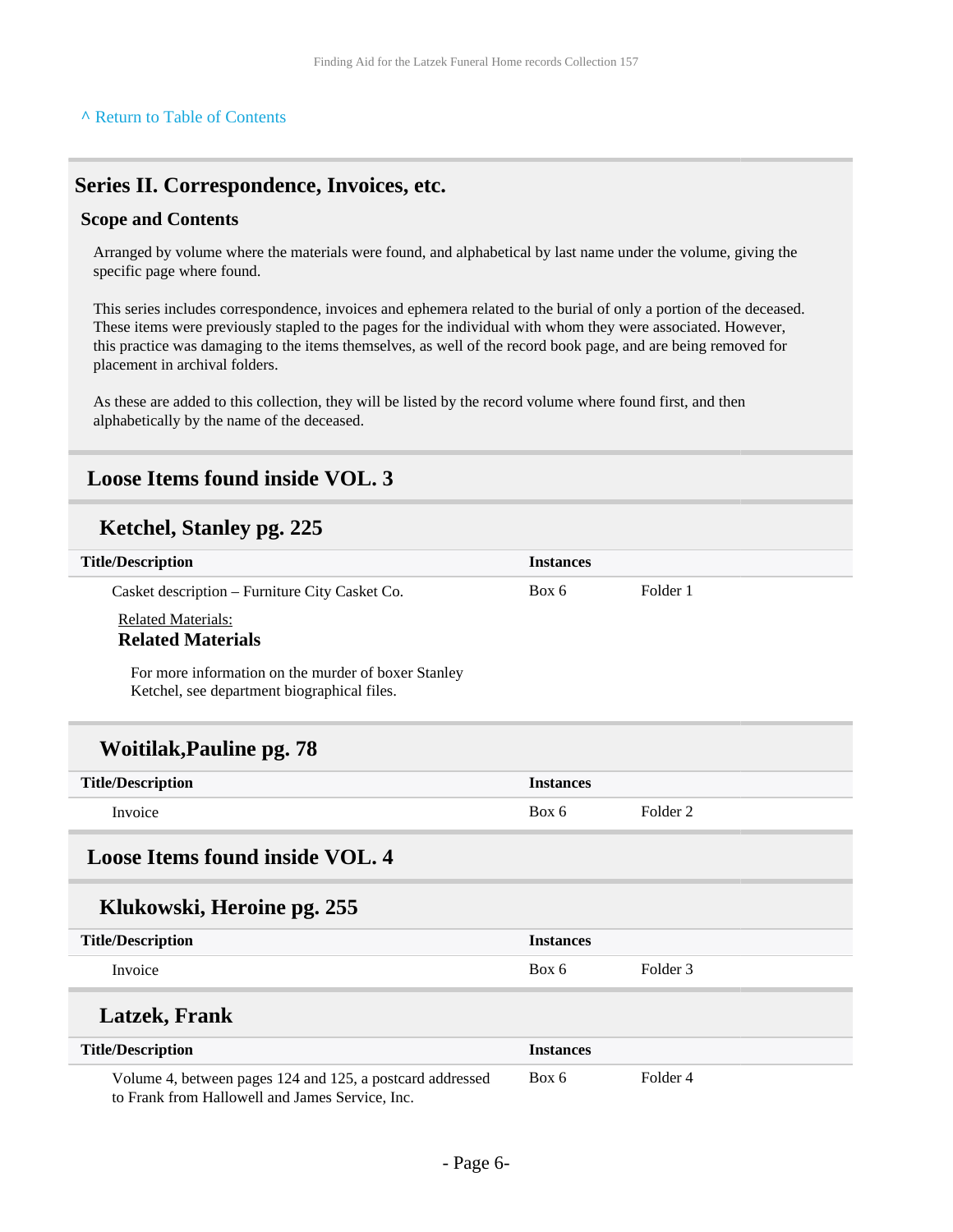[^ Return to Table of Contents](#)

## Series II. Correspondence, Invoices, etc.

### Scope and Contents

Arranged by volume where the materials were found, and alphabetical by last name under the volume, giving the specific page where found.

This series includes correspondence, invoices and ephemera related to the burial of only a portion of the deceased. These items were previously stapled to the pages for the individual with whom they were associated. However, this practice was damaging to the items themselves, as well of the record book page, and are being removed for placement in archival folders.

As these are added to this collection, they will be listed by the record volume where found first, and then alphabetically by the name of the deceased.

## Loose Items found inside VOL. 3

### Ketchel, Stanley pg. 225

| Title/Description | Instances | |
|---|---|---|
| Casket description – Furniture City Casket Co. | Box 6 | Folder 1 |

Related Materials:

**Related Materials**

For more information on the murder of boxer Stanley Ketchel, see department biographical files.

### Woitilak,Pauline pg. 78

| Title/Description | Instances | |
|---|---|---|
| Invoice | Box 6 | Folder 2 |

## Loose Items found inside VOL. 4

### Klukowski, Heroine pg. 255

| Title/Description | Instances | |
|---|---|---|
| Invoice | Box 6 | Folder 3 |

### Latzek, Frank

| Title/Description | Instances | |
|---|---|---|
| Volume 4, between pages 124 and 125, a postcard addressed to Frank from Hallowell and James Service, Inc. | Box 6 | Folder 4 |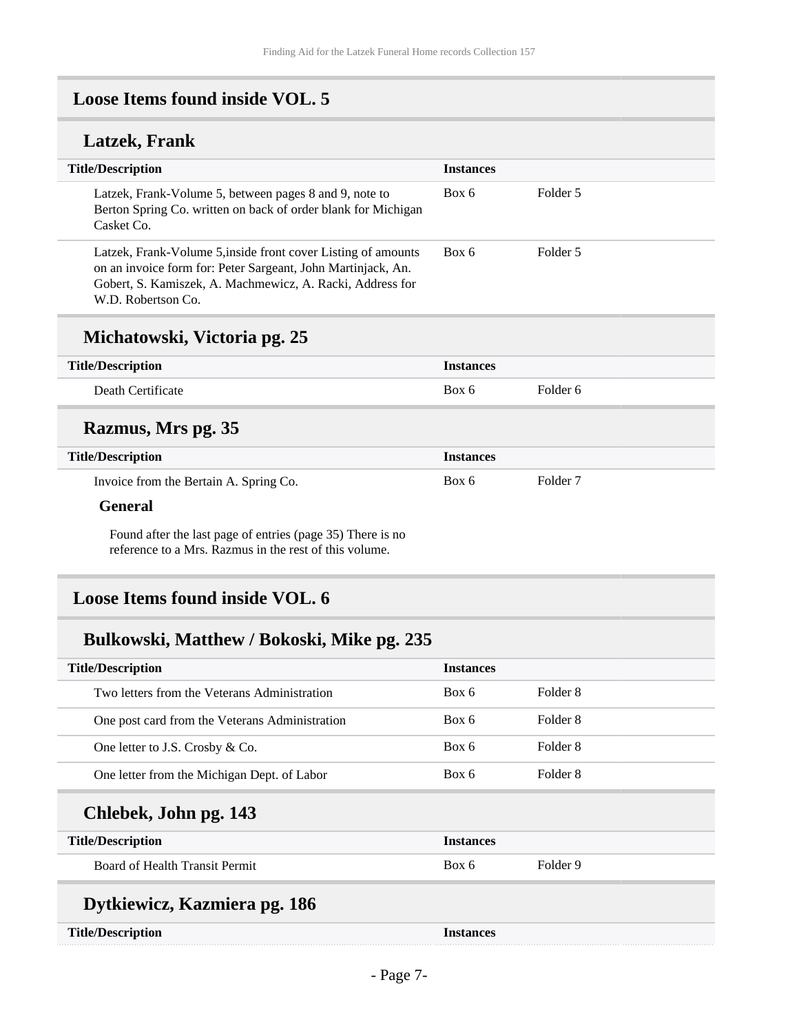## Loose Items found inside VOL. 5

### Latzek, Frank

| Title/Description | Instances | |
|---|---|---|
| Latzek, Frank-Volume 5, between pages 8 and 9, note to Berton Spring Co. written on back of order blank for Michigan Casket Co. | Box 6 | Folder 5 |
| Latzek, Frank-Volume 5,inside front cover Listing of amounts on an invoice form for: Peter Sargeant, John Martinjack, An. Gobert, S. Kamiszek, A. Machmewicz, A. Racki, Address for W.D. Robertson Co. | Box 6 | Folder 5 |

### Michatowski, Victoria pg. 25

| Title/Description | Instances | |
|---|---|---|
| Death Certificate | Box 6 | Folder 6 |

### Razmus, Mrs pg. 35

| Title/Description | Instances | |
|---|---|---|
| Invoice from the Bertain A. Spring Co. | Box 6 | Folder 7 |

**General**

Found after the last page of entries (page 35) There is no reference to a Mrs. Razmus in the rest of this volume.

## Loose Items found inside VOL. 6

### Bulkowski, Matthew / Bokoski, Mike pg. 235

| Title/Description | Instances | |
|---|---|---|
| Two letters from the Veterans Administration | Box 6 | Folder 8 |
| One post card from the Veterans Administration | Box 6 | Folder 8 |
| One letter to J.S. Crosby & Co. | Box 6 | Folder 8 |
| One letter from the Michigan Dept. of Labor | Box 6 | Folder 8 |

### Chlebek, John pg. 143

| Title/Description | Instances | |
|---|---|---|
| Board of Health Transit Permit | Box 6 | Folder 9 |

### Dytkiewicz, Kazmiera pg. 186

| Title/Description | Instances | |
|---|---|---|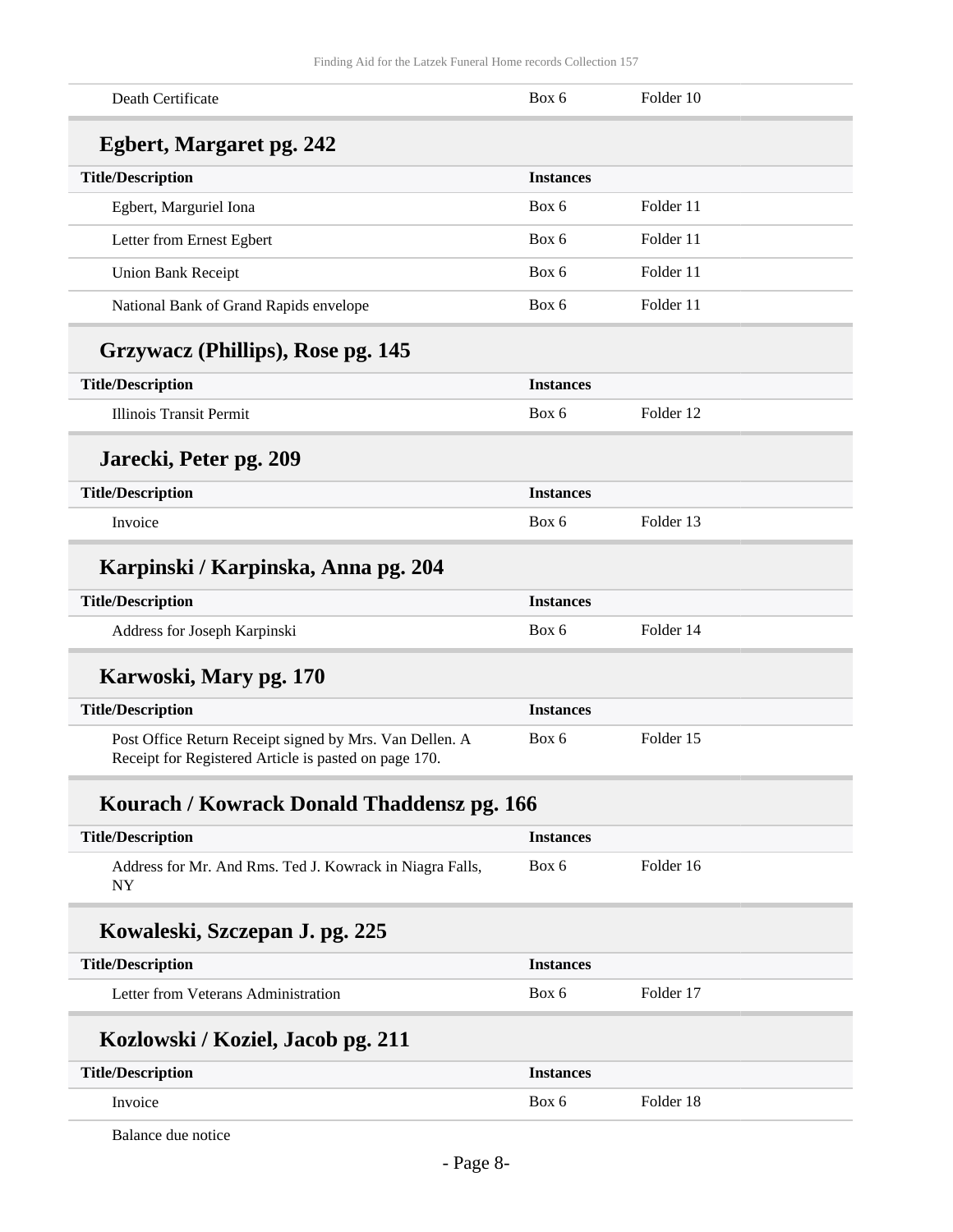| | | |
|---|---|---|
| Death Certificate | Box 6 | Folder 10 |

### Egbert, Margaret pg. 242

| Title/Description | Instances | |
|---|---|---|
| Egbert, Marguriel Iona | Box 6 | Folder 11 |
| Letter from Ernest Egbert | Box 6 | Folder 11 |
| Union Bank Receipt | Box 6 | Folder 11 |
| National Bank of Grand Rapids envelope | Box 6 | Folder 11 |

### Grzywacz (Phillips), Rose pg. 145

| Title/Description | Instances | |
|---|---|---|
| Illinois Transit Permit | Box 6 | Folder 12 |

### Jarecki, Peter pg. 209

| Title/Description | Instances | |
|---|---|---|
| Invoice | Box 6 | Folder 13 |

### Karpinski / Karpinska, Anna pg. 204

| Title/Description | Instances | |
|---|---|---|
| Address for Joseph Karpinski | Box 6 | Folder 14 |

### Karwoski, Mary pg. 170

| Title/Description | Instances | |
|---|---|---|
| Post Office Return Receipt signed by Mrs. Van Dellen. A Receipt for Registered Article is pasted on page 170. | Box 6 | Folder 15 |

### Kourach / Kowrack Donald Thaddensz pg. 166

| Title/Description | Instances | |
|---|---|---|
| Address for Mr. And Rms. Ted J. Kowrack in Niagra Falls, NY | Box 6 | Folder 16 |

### Kowaleski, Szczepan J. pg. 225

| Title/Description | Instances | |
|---|---|---|
| Letter from Veterans Administration | Box 6 | Folder 17 |

### Kozlowski / Koziel, Jacob pg. 211

| Title/Description | Instances | |
|---|---|---|
| Invoice | Box 6 | Folder 18 |
| Balance due notice | | |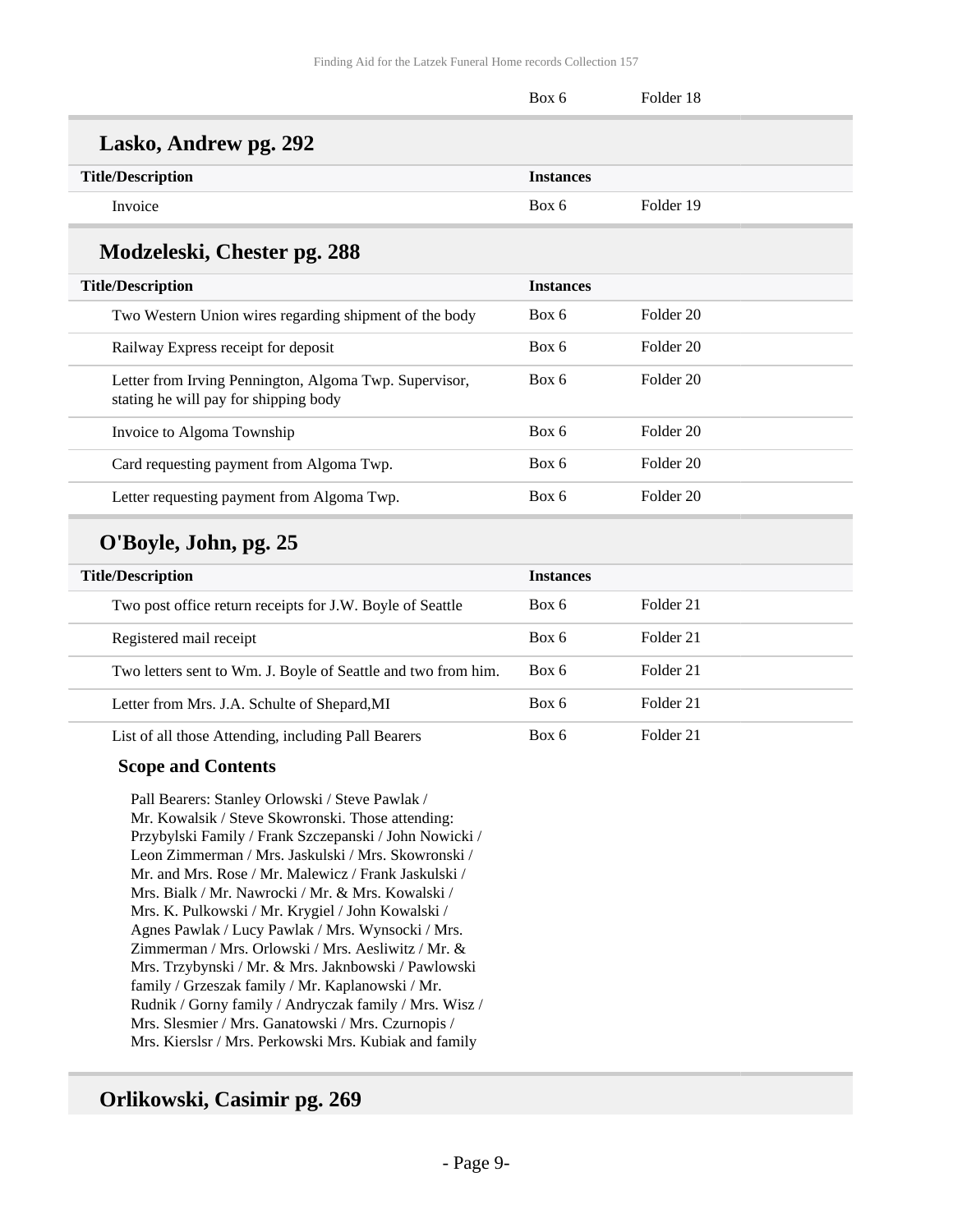| | Box 6 | Folder 18 |
|---|---|---|

## Lasko, Andrew pg. 292

| Title/Description | Instances | |
|---|---|---|
| Invoice | Box 6 | Folder 19 |

## Modzeleski, Chester pg. 288

| Title/Description | Instances | |
|---|---|---|
| Two Western Union wires regarding shipment of the body | Box 6 | Folder 20 |
| Railway Express receipt for deposit | Box 6 | Folder 20 |
| Letter from Irving Pennington, Algoma Twp. Supervisor, stating he will pay for shipping body | Box 6 | Folder 20 |
| Invoice to Algoma Township | Box 6 | Folder 20 |
| Card requesting payment from Algoma Twp. | Box 6 | Folder 20 |
| Letter requesting payment from Algoma Twp. | Box 6 | Folder 20 |

## O'Boyle, John, pg. 25

| Title/Description | Instances | |
|---|---|---|
| Two post office return receipts for J.W. Boyle of Seattle | Box 6 | Folder 21 |
| Registered mail receipt | Box 6 | Folder 21 |
| Two letters sent to Wm. J. Boyle of Seattle and two from him. | Box 6 | Folder 21 |
| Letter from Mrs. J.A. Schulte of Shepard,MI | Box 6 | Folder 21 |
| List of all those Attending, including Pall Bearers | Box 6 | Folder 21 |

**Scope and Contents**

Pall Bearers: Stanley Orlowski / Steve Pawlak / Mr. Kowalsik / Steve Skowronski. Those attending: Przybylski Family / Frank Szczepanski / John Nowicki / Leon Zimmerman / Mrs. Jaskulski / Mrs. Skowronski / Mr. and Mrs. Rose / Mr. Malewicz / Frank Jaskulski / Mrs. Bialk / Mr. Nawrocki / Mr. & Mrs. Kowalski / Mrs. K. Pulkowski / Mr. Krygiel / John Kowalski / Agnes Pawlak / Lucy Pawlak / Mrs. Wynsocki / Mrs. Zimmerman / Mrs. Orlowski / Mrs. Aesliwitz / Mr. & Mrs. Trzybynski / Mr. & Mrs. Jaknbowski / Pawlowski family / Grzeszak family / Mr. Kaplanowski / Mr. Rudnik / Gorny family / Andryczak family / Mrs. Wisz / Mrs. Slesmier / Mrs. Ganatowski / Mrs. Czurnopis / Mrs. Kierslsr / Mrs. Perkowski Mrs. Kubiak and family

## Orlikowski, Casimir pg. 269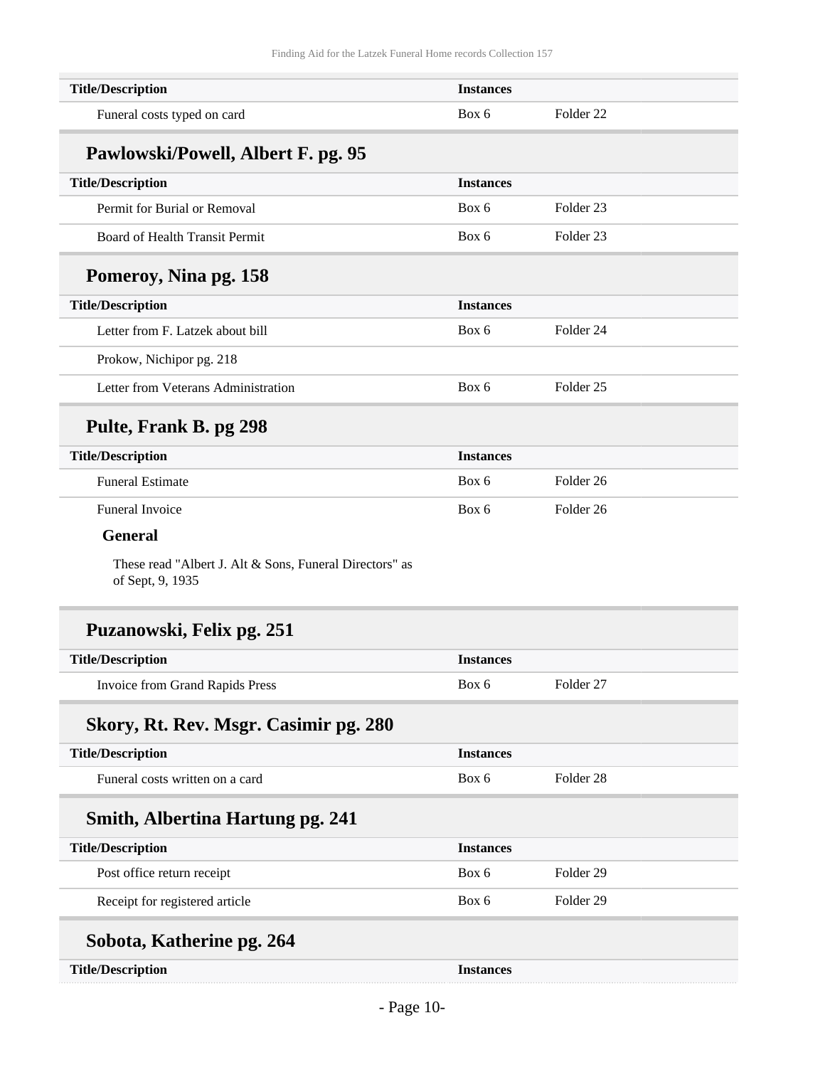| Title/Description | Instances | |
|---|---|---|
| Funeral costs typed on card | Box 6 | Folder 22 |

## Pawlowski/Powell, Albert F. pg. 95

| Title/Description | Instances | |
|---|---|---|
| Permit for Burial or Removal | Box 6 | Folder 23 |
| Board of Health Transit Permit | Box 6 | Folder 23 |

## Pomeroy, Nina pg. 158

| Title/Description | Instances | |
|---|---|---|
| Letter from F. Latzek about bill | Box 6 | Folder 24 |
| Prokow, Nichipor pg. 218 | | |
| Letter from Veterans Administration | Box 6 | Folder 25 |

## Pulte, Frank B. pg 298

| Title/Description | Instances | |
|---|---|---|
| Funeral Estimate | Box 6 | Folder 26 |
| Funeral Invoice | Box 6 | Folder 26 |

**General**

These read "Albert J. Alt & Sons, Funeral Directors" as of Sept, 9, 1935

## Puzanowski, Felix pg. 251

| Title/Description | Instances | |
|---|---|---|
| Invoice from Grand Rapids Press | Box 6 | Folder 27 |

## Skory, Rt. Rev. Msgr. Casimir pg. 280

| Title/Description | Instances | |
|---|---|---|
| Funeral costs written on a card | Box 6 | Folder 28 |

## Smith, Albertina Hartung pg. 241

| Title/Description | Instances | |
|---|---|---|
| Post office return receipt | Box 6 | Folder 29 |
| Receipt for registered article | Box 6 | Folder 29 |

## Sobota, Katherine pg. 264

| Title/Description | Instances |
|---|---|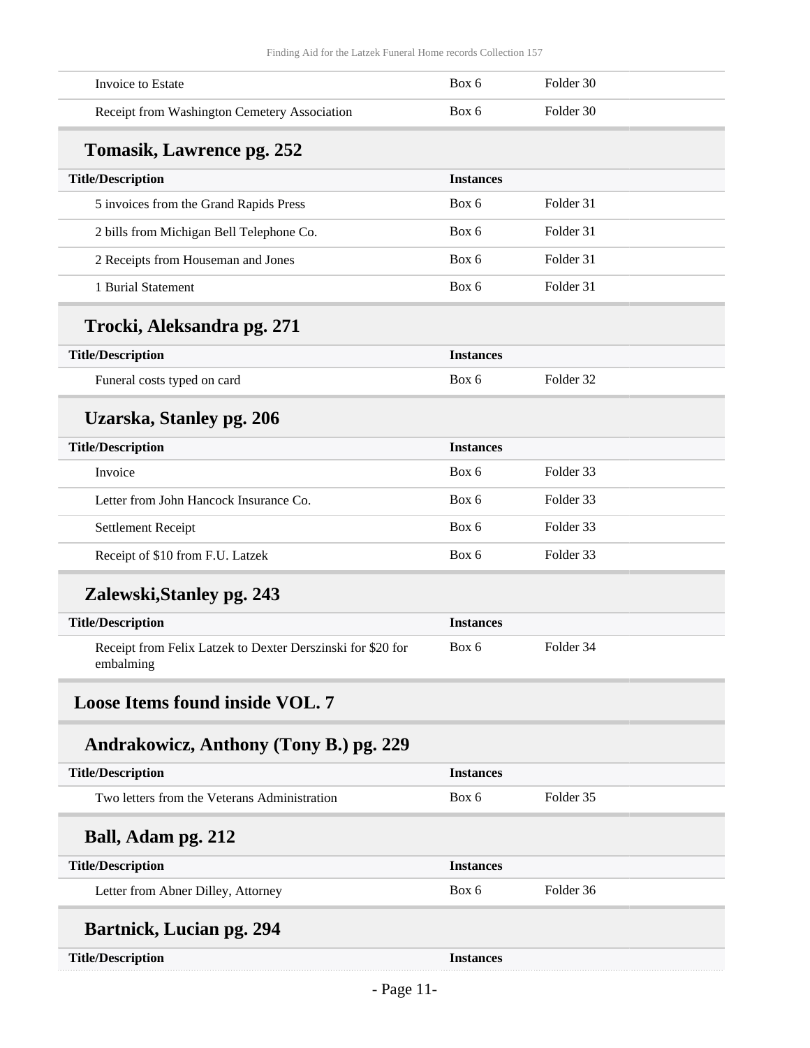| Title/Description | Instances | |
|---|---|---|
| Invoice to Estate | Box 6 | Folder 30 |
| Receipt from Washington Cemetery Association | Box 6 | Folder 30 |

### Tomasik, Lawrence pg. 252

| Title/Description | Instances | |
|---|---|---|
| 5 invoices from the Grand Rapids Press | Box 6 | Folder 31 |
| 2 bills from Michigan Bell Telephone Co. | Box 6 | Folder 31 |
| 2 Receipts from Houseman and Jones | Box 6 | Folder 31 |
| 1 Burial Statement | Box 6 | Folder 31 |

### Trocki, Aleksandra pg. 271

| Title/Description | Instances | |
|---|---|---|
| Funeral costs typed on card | Box 6 | Folder 32 |

### Uzarska, Stanley pg. 206

| Title/Description | Instances | |
|---|---|---|
| Invoice | Box 6 | Folder 33 |
| Letter from John Hancock Insurance Co. | Box 6 | Folder 33 |
| Settlement Receipt | Box 6 | Folder 33 |
| Receipt of $10 from F.U. Latzek | Box 6 | Folder 33 |

### Zalewski,Stanley pg. 243

| Title/Description | Instances | |
|---|---|---|
| Receipt from Felix Latzek to Dexter Derszinski for $20 for embalming | Box 6 | Folder 34 |

## Loose Items found inside VOL. 7

### Andrakowicz, Anthony (Tony B.) pg. 229

| Title/Description | Instances | |
|---|---|---|
| Two letters from the Veterans Administration | Box 6 | Folder 35 |

### Ball, Adam pg. 212

| Title/Description | Instances | |
|---|---|---|
| Letter from Abner Dilley, Attorney | Box 6 | Folder 36 |

### Bartnick, Lucian pg. 294

| Title/Description | Instances |
|---|---|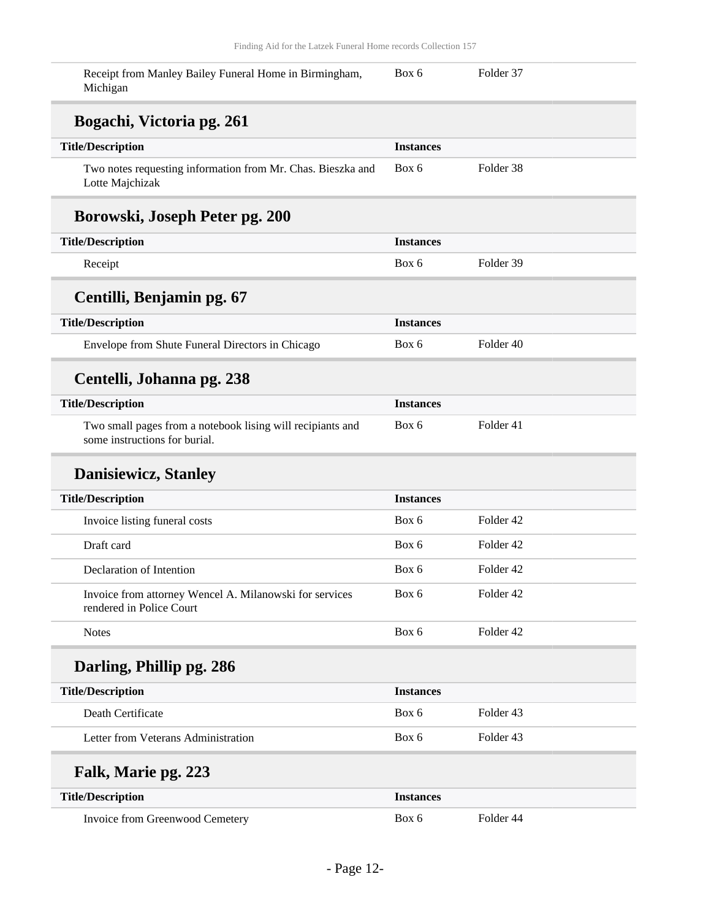| Title/Description | Instances | |
|---|---|---|
| Receipt from Manley Bailey Funeral Home in Birmingham, Michigan | Box 6 | Folder 37 |

## Bogachi, Victoria pg. 261

| Title/Description | Instances | |
|---|---|---|
| Two notes requesting information from Mr. Chas. Bieszka and Lotte Majchizak | Box 6 | Folder 38 |

## Borowski, Joseph Peter pg. 200

| Title/Description | Instances | |
|---|---|---|
| Receipt | Box 6 | Folder 39 |

## Centilli, Benjamin pg. 67

| Title/Description | Instances | |
|---|---|---|
| Envelope from Shute Funeral Directors in Chicago | Box 6 | Folder 40 |

## Centelli, Johanna pg. 238

| Title/Description | Instances | |
|---|---|---|
| Two small pages from a notebook lising will recipiants and some instructions for burial. | Box 6 | Folder 41 |

## Danisiewicz, Stanley

| Title/Description | Instances | |
|---|---|---|
| Invoice listing funeral costs | Box 6 | Folder 42 |
| Draft card | Box 6 | Folder 42 |
| Declaration of Intention | Box 6 | Folder 42 |
| Invoice from attorney Wencel A. Milanowski for services rendered in Police Court | Box 6 | Folder 42 |
| Notes | Box 6 | Folder 42 |

## Darling, Phillip pg. 286

| Title/Description | Instances | |
|---|---|---|
| Death Certificate | Box 6 | Folder 43 |
| Letter from Veterans Administration | Box 6 | Folder 43 |

## Falk, Marie pg. 223

| Title/Description | Instances | |
|---|---|---|
| Invoice from Greenwood Cemetery | Box 6 | Folder 44 |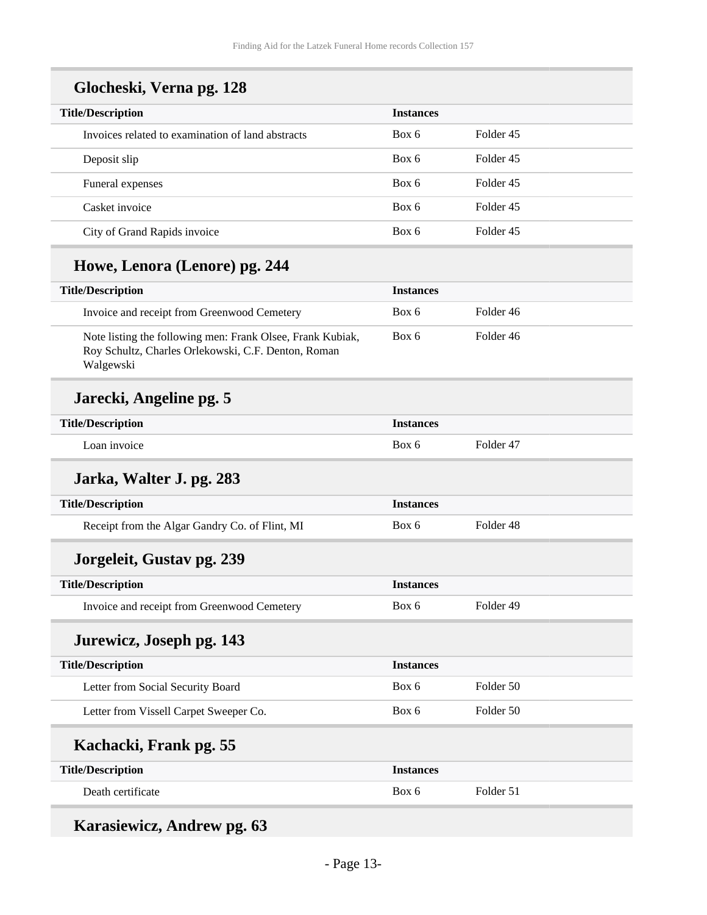## Glocheski, Verna pg. 128

| Title/Description | Instances | |
|---|---|---|
| Invoices related to examination of land abstracts | Box 6 | Folder 45 |
| Deposit slip | Box 6 | Folder 45 |
| Funeral expenses | Box 6 | Folder 45 |
| Casket invoice | Box 6 | Folder 45 |
| City of Grand Rapids invoice | Box 6 | Folder 45 |

## Howe, Lenora (Lenore) pg. 244

| Title/Description | Instances | |
|---|---|---|
| Invoice and receipt from Greenwood Cemetery | Box 6 | Folder 46 |
| Note listing the following men: Frank Olsee, Frank Kubiak, Roy Schultz, Charles Orlekowski, C.F. Denton, Roman Walgewski | Box 6 | Folder 46 |

## Jarecki, Angeline pg. 5

| Title/Description | Instances | |
|---|---|---|
| Loan invoice | Box 6 | Folder 47 |

## Jarka, Walter J. pg. 283

| Title/Description | Instances | |
|---|---|---|
| Receipt from the Algar Gandry Co. of Flint, MI | Box 6 | Folder 48 |

## Jorgeleit, Gustav pg. 239

| Title/Description | Instances | |
|---|---|---|
| Invoice and receipt from Greenwood Cemetery | Box 6 | Folder 49 |

## Jurewicz, Joseph pg. 143

| Title/Description | Instances | |
|---|---|---|
| Letter from Social Security Board | Box 6 | Folder 50 |
| Letter from Vissell Carpet Sweeper Co. | Box 6 | Folder 50 |

## Kachacki, Frank pg. 55

| Title/Description | Instances | |
|---|---|---|
| Death certificate | Box 6 | Folder 51 |

## Karasiewicz, Andrew pg. 63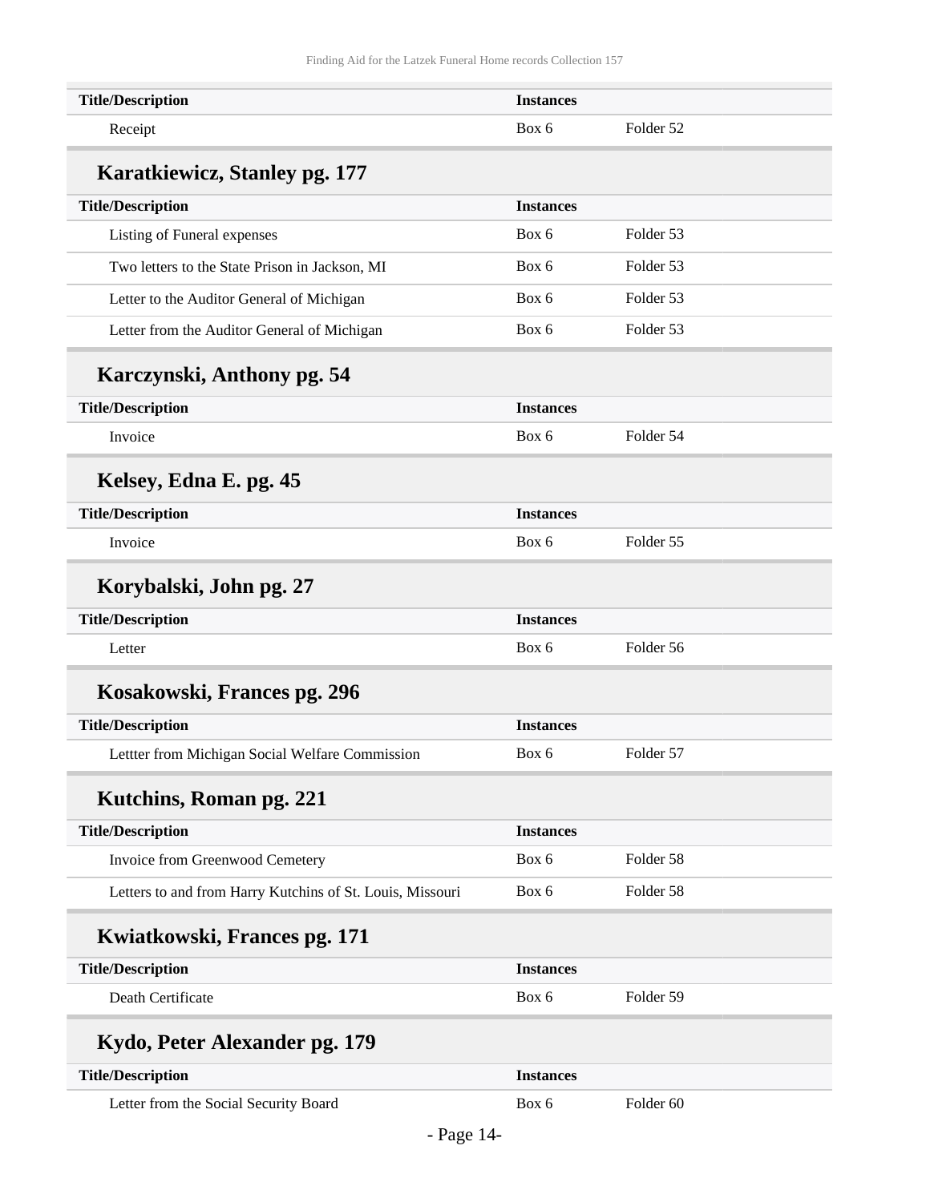| Title/Description | Instances | |
|---|---|---|
| Receipt | Box 6 | Folder 52 |

### Karatkiewicz, Stanley pg. 177

| Title/Description | Instances | |
|---|---|---|
| Listing of Funeral expenses | Box 6 | Folder 53 |
| Two letters to the State Prison in Jackson, MI | Box 6 | Folder 53 |
| Letter to the Auditor General of Michigan | Box 6 | Folder 53 |
| Letter from the Auditor General of Michigan | Box 6 | Folder 53 |

### Karczynski, Anthony pg. 54

| Title/Description | Instances | |
|---|---|---|
| Invoice | Box 6 | Folder 54 |

### Kelsey, Edna E. pg. 45

| Title/Description | Instances | |
|---|---|---|
| Invoice | Box 6 | Folder 55 |

### Korybalski, John pg. 27

| Title/Description | Instances | |
|---|---|---|
| Letter | Box 6 | Folder 56 |

### Kosakowski, Frances pg. 296

| Title/Description | Instances | |
|---|---|---|
| Lettter from Michigan Social Welfare Commission | Box 6 | Folder 57 |

### Kutchins, Roman pg. 221

| Title/Description | Instances | |
|---|---|---|
| Invoice from Greenwood Cemetery | Box 6 | Folder 58 |
| Letters to and from Harry Kutchins of St. Louis, Missouri | Box 6 | Folder 58 |

### Kwiatkowski, Frances pg. 171

| Title/Description | Instances | |
|---|---|---|
| Death Certificate | Box 6 | Folder 59 |

### Kydo, Peter Alexander pg. 179

| Title/Description | Instances | |
|---|---|---|
| Letter from the Social Security Board | Box 6 | Folder 60 |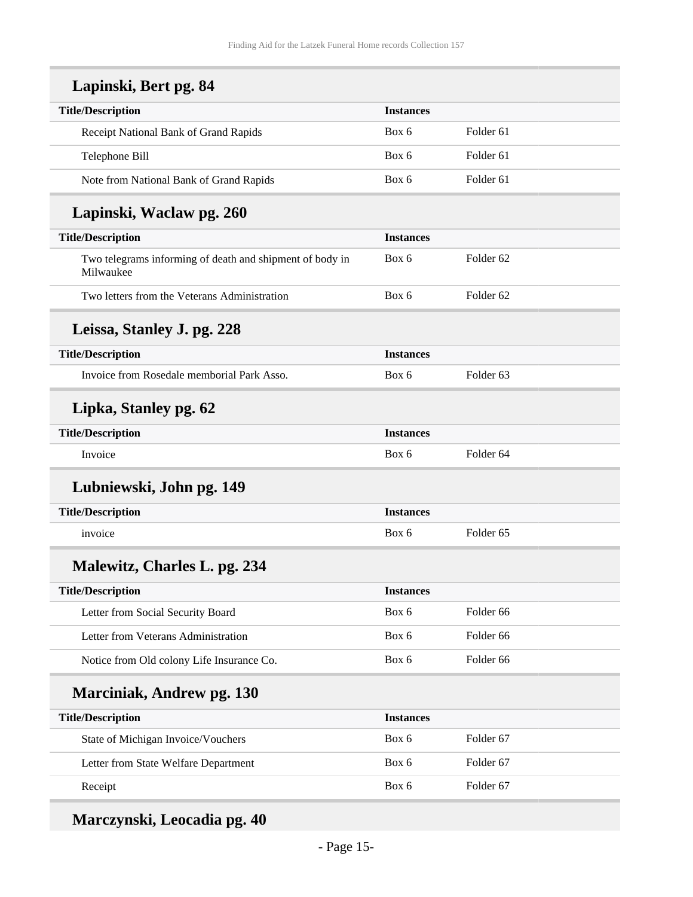## Lapinski, Bert pg. 84

| Title/Description | Instances | |
|---|---|---|
| Receipt National Bank of Grand Rapids | Box 6 | Folder 61 |
| Telephone Bill | Box 6 | Folder 61 |
| Note from National Bank of Grand Rapids | Box 6 | Folder 61 |

## Lapinski, Waclaw pg. 260

| Title/Description | Instances | |
|---|---|---|
| Two telegrams informing of death and shipment of body in Milwaukee | Box 6 | Folder 62 |
| Two letters from the Veterans Administration | Box 6 | Folder 62 |

## Leissa, Stanley J. pg. 228

| Title/Description | Instances | |
|---|---|---|
| Invoice from Rosedale memborial Park Asso. | Box 6 | Folder 63 |

## Lipka, Stanley pg. 62

| Title/Description | Instances | |
|---|---|---|
| Invoice | Box 6 | Folder 64 |

## Lubniewski, John pg. 149

| Title/Description | Instances | |
|---|---|---|
| invoice | Box 6 | Folder 65 |

## Malewitz, Charles L. pg. 234

| Title/Description | Instances | |
|---|---|---|
| Letter from Social Security Board | Box 6 | Folder 66 |
| Letter from Veterans Administration | Box 6 | Folder 66 |
| Notice from Old colony Life Insurance Co. | Box 6 | Folder 66 |

## Marciniak, Andrew pg. 130

| Title/Description | Instances | |
|---|---|---|
| State of Michigan Invoice/Vouchers | Box 6 | Folder 67 |
| Letter from State Welfare Department | Box 6 | Folder 67 |
| Receipt | Box 6 | Folder 67 |

## Marczynski, Leocadia pg. 40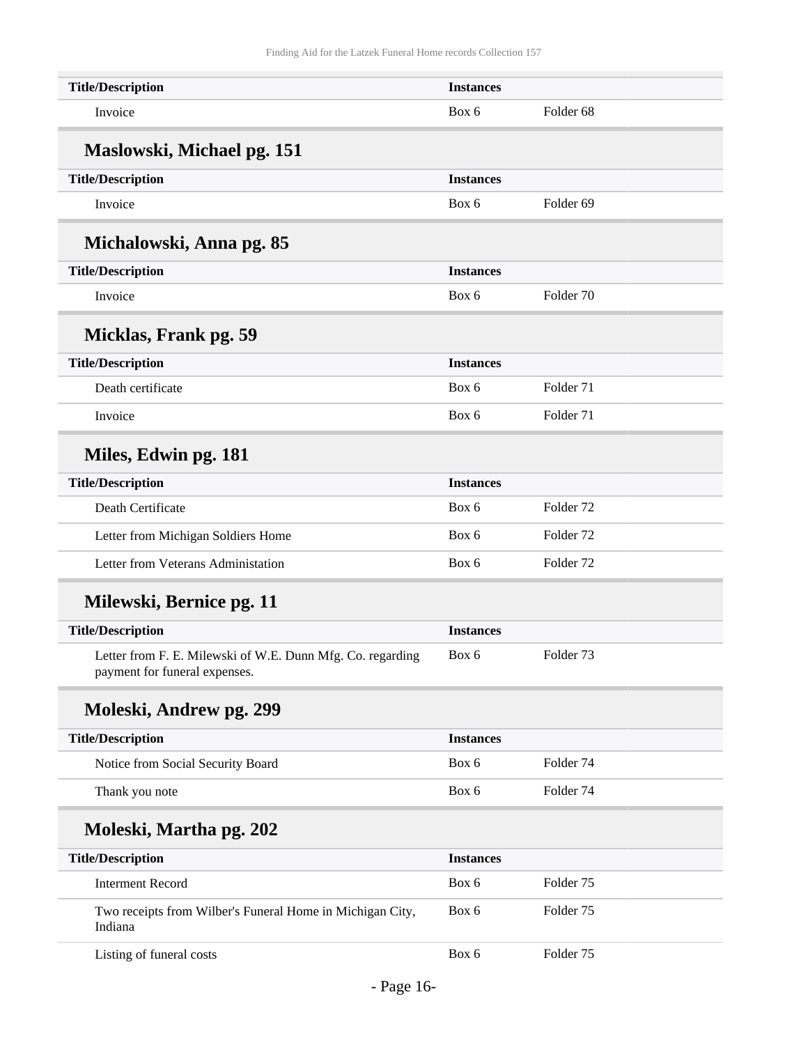| Title/Description | Instances | |
|---|---|---|
| Invoice | Box 6 | Folder 68 |

### Maslowski, Michael pg. 151

| Title/Description | Instances | |
|---|---|---|
| Invoice | Box 6 | Folder 69 |

### Michalowski, Anna pg. 85

| Title/Description | Instances | |
|---|---|---|
| Invoice | Box 6 | Folder 70 |

### Micklas, Frank pg. 59

| Title/Description | Instances | |
|---|---|---|
| Death certificate | Box 6 | Folder 71 |
| Invoice | Box 6 | Folder 71 |

### Miles, Edwin pg. 181

| Title/Description | Instances | |
|---|---|---|
| Death Certificate | Box 6 | Folder 72 |
| Letter from Michigan Soldiers Home | Box 6 | Folder 72 |
| Letter from Veterans Administation | Box 6 | Folder 72 |

### Milewski, Bernice pg. 11

| Title/Description | Instances | |
|---|---|---|
| Letter from F. E. Milewski of W.E. Dunn Mfg. Co. regarding payment for funeral expenses. | Box 6 | Folder 73 |

### Moleski, Andrew pg. 299

| Title/Description | Instances | |
|---|---|---|
| Notice from Social Security Board | Box 6 | Folder 74 |
| Thank you note | Box 6 | Folder 74 |

### Moleski, Martha pg. 202

| Title/Description | Instances | |
|---|---|---|
| Interment Record | Box 6 | Folder 75 |
| Two receipts from Wilber's Funeral Home in Michigan City, Indiana | Box 6 | Folder 75 |
| Listing of funeral costs | Box 6 | Folder 75 |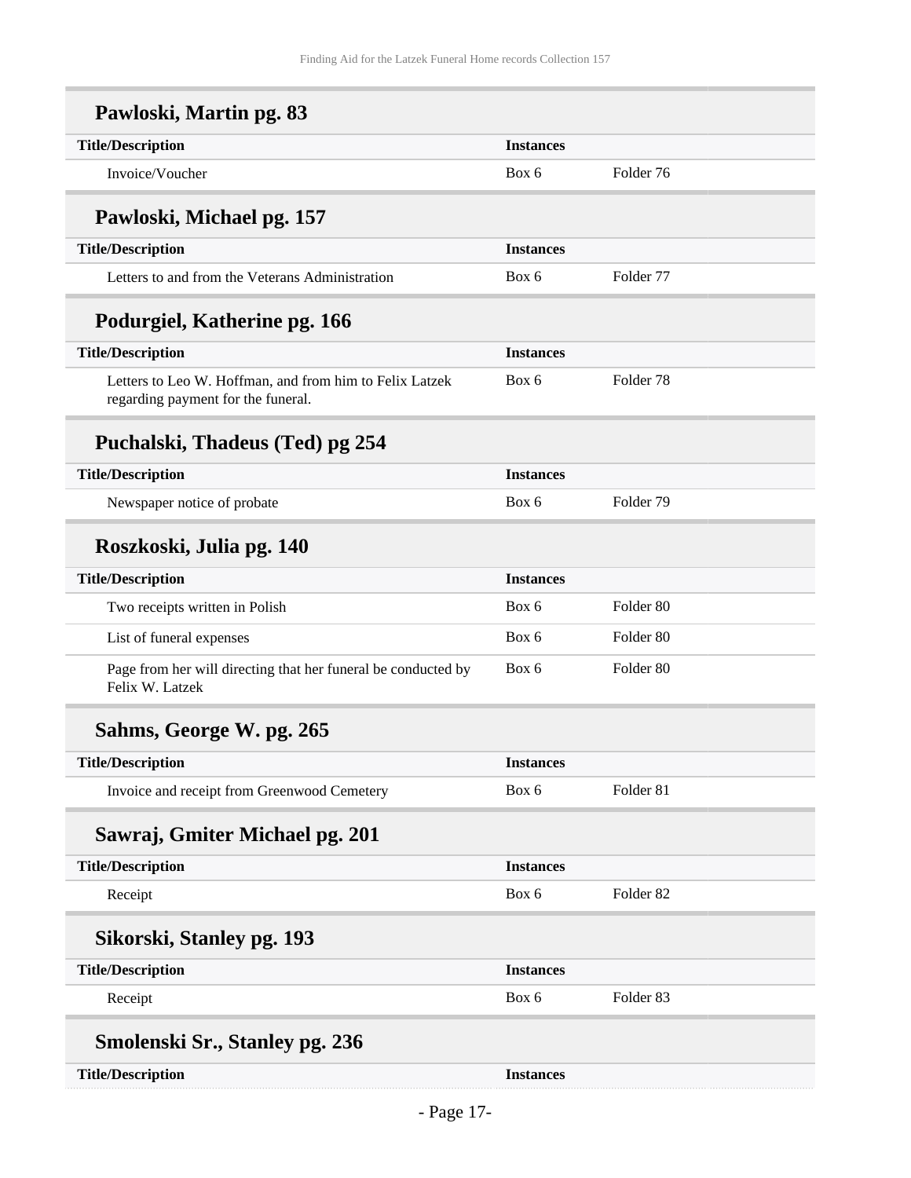## Pawloski, Martin pg. 83

| Title/Description | Instances | |
|---|---|---|
| Invoice/Voucher | Box 6 | Folder 76 |

## Pawloski, Michael pg. 157

| Title/Description | Instances | |
|---|---|---|
| Letters to and from the Veterans Administration | Box 6 | Folder 77 |

## Podurgiel, Katherine pg. 166

| Title/Description | Instances | |
|---|---|---|
| Letters to Leo W. Hoffman, and from him to Felix Latzek regarding payment for the funeral. | Box 6 | Folder 78 |

## Puchalski, Thadeus (Ted) pg 254

| Title/Description | Instances | |
|---|---|---|
| Newspaper notice of probate | Box 6 | Folder 79 |

## Roszkoski, Julia pg. 140

| Title/Description | Instances | |
|---|---|---|
| Two receipts written in Polish | Box 6 | Folder 80 |
| List of funeral expenses | Box 6 | Folder 80 |
| Page from her will directing that her funeral be conducted by Felix W. Latzek | Box 6 | Folder 80 |

## Sahms, George W. pg. 265

| Title/Description | Instances | |
|---|---|---|
| Invoice and receipt from Greenwood Cemetery | Box 6 | Folder 81 |

## Sawraj, Gmiter Michael pg. 201

| Title/Description | Instances | |
|---|---|---|
| Receipt | Box 6 | Folder 82 |

## Sikorski, Stanley pg. 193

| Title/Description | Instances | |
|---|---|---|
| Receipt | Box 6 | Folder 83 |

## Smolenski Sr., Stanley pg. 236

| Title/Description | Instances |
|---|---|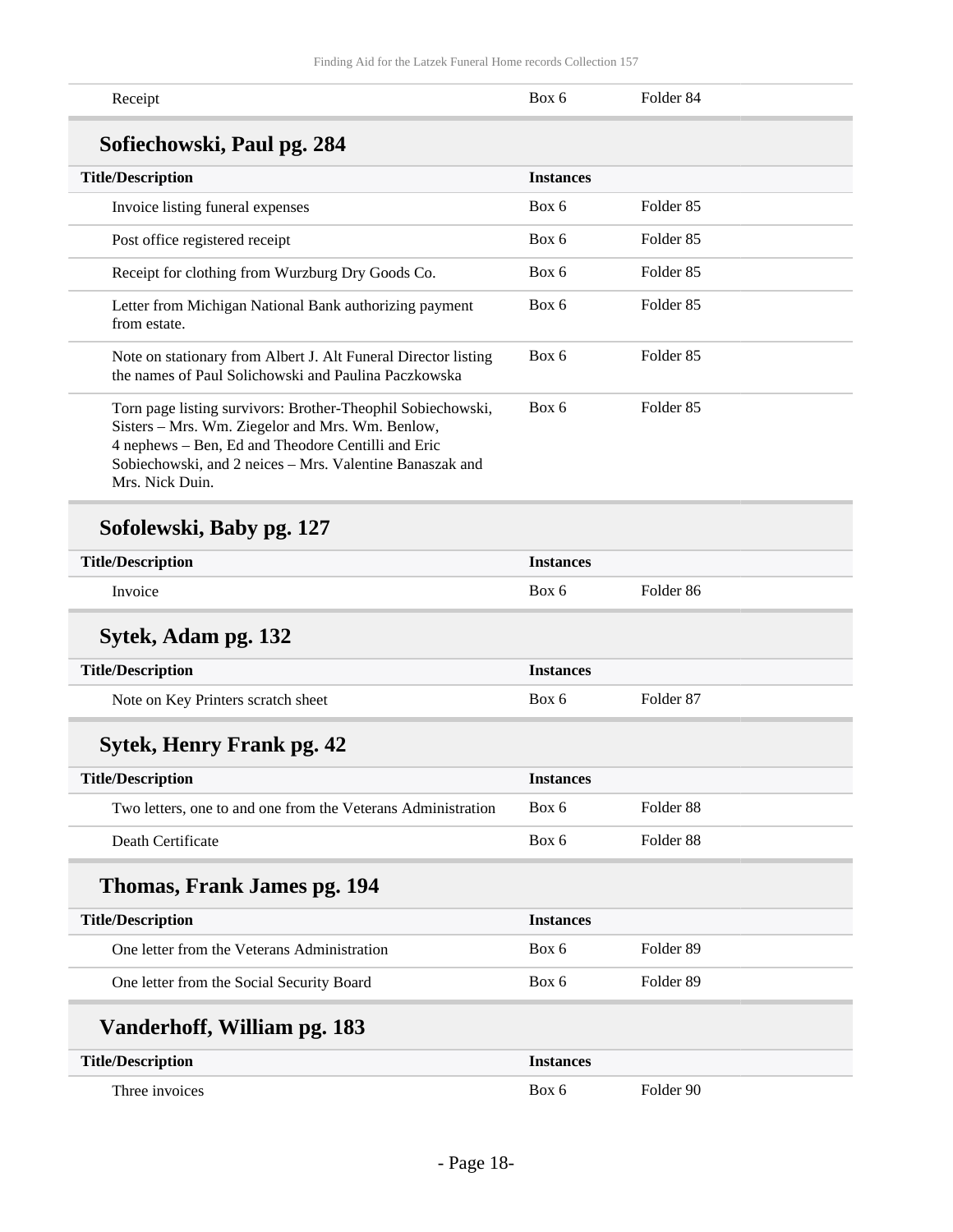| Receipt | Box 6 | Folder 84 |
|---|---|---|

## Sofiechowski, Paul pg. 284

| Title/Description | Instances | |
|---|---|---|
| Invoice listing funeral expenses | Box 6 | Folder 85 |
| Post office registered receipt | Box 6 | Folder 85 |
| Receipt for clothing from Wurzburg Dry Goods Co. | Box 6 | Folder 85 |
| Letter from Michigan National Bank authorizing payment from estate. | Box 6 | Folder 85 |
| Note on stationary from Albert J. Alt Funeral Director listing the names of Paul Solichowski and Paulina Paczkowska | Box 6 | Folder 85 |
| Torn page listing survivors: Brother-Theophil Sobiechowski, Sisters – Mrs. Wm. Ziegelor and Mrs. Wm. Benlow, 4 nephews – Ben, Ed and Theodore Centilli and Eric Sobiechowski, and 2 neices – Mrs. Valentine Banaszak and Mrs. Nick Duin. | Box 6 | Folder 85 |

## Sofolewski, Baby pg. 127

| Title/Description | Instances | |
|---|---|---|
| Invoice | Box 6 | Folder 86 |

## Sytek, Adam pg. 132

| Title/Description | Instances | |
|---|---|---|
| Note on Key Printers scratch sheet | Box 6 | Folder 87 |

## Sytek, Henry Frank pg. 42

| Title/Description | Instances | |
|---|---|---|
| Two letters, one to and one from the Veterans Administration | Box 6 | Folder 88 |
| Death Certificate | Box 6 | Folder 88 |

## Thomas, Frank James pg. 194

| Title/Description | Instances | |
|---|---|---|
| One letter from the Veterans Administration | Box 6 | Folder 89 |
| One letter from the Social Security Board | Box 6 | Folder 89 |

## Vanderhoff, William pg. 183

| Title/Description | Instances | |
|---|---|---|
| Three invoices | Box 6 | Folder 90 |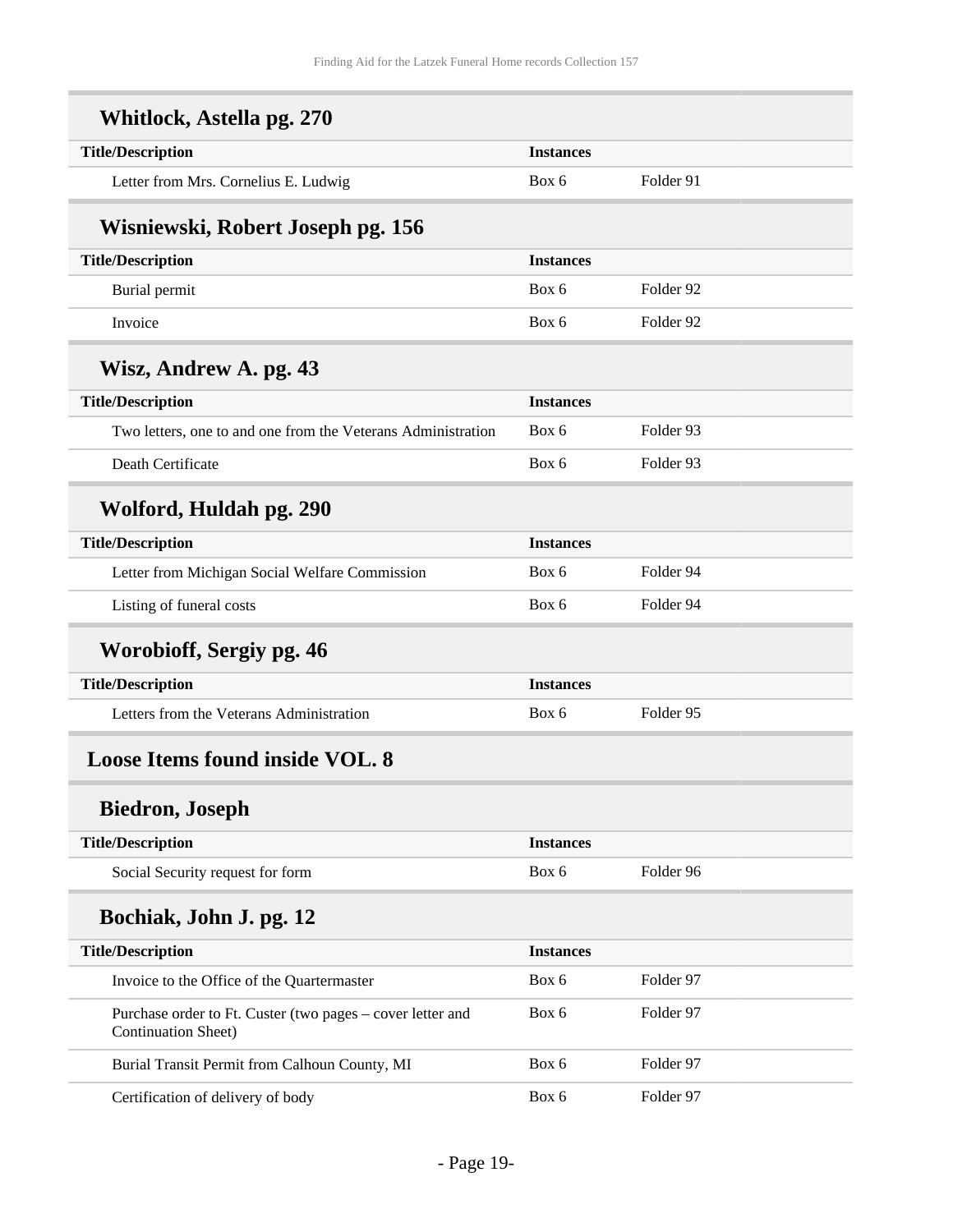### Whitlock, Astella pg. 270

| Title/Description | Instances | |
|---|---|---|
| Letter from Mrs. Cornelius E. Ludwig | Box 6 | Folder 91 |

### Wisniewski, Robert Joseph pg. 156

| Title/Description | Instances | |
|---|---|---|
| Burial permit | Box 6 | Folder 92 |
| Invoice | Box 6 | Folder 92 |

### Wisz, Andrew A. pg. 43

| Title/Description | Instances | |
|---|---|---|
| Two letters, one to and one from the Veterans Administration | Box 6 | Folder 93 |
| Death Certificate | Box 6 | Folder 93 |

### Wolford, Huldah pg. 290

| Title/Description | Instances | |
|---|---|---|
| Letter from Michigan Social Welfare Commission | Box 6 | Folder 94 |
| Listing of funeral costs | Box 6 | Folder 94 |

### Worobioff, Sergiy pg. 46

| Title/Description | Instances | |
|---|---|---|
| Letters from the Veterans Administration | Box 6 | Folder 95 |

## Loose Items found inside VOL. 8

### Biedron, Joseph

| Title/Description | Instances | |
|---|---|---|
| Social Security request for form | Box 6 | Folder 96 |

### Bochiak, John J. pg. 12

| Title/Description | Instances | |
|---|---|---|
| Invoice to the Office of the Quartermaster | Box 6 | Folder 97 |
| Purchase order to Ft. Custer (two pages – cover letter and Continuation Sheet) | Box 6 | Folder 97 |
| Burial Transit Permit from Calhoun County, MI | Box 6 | Folder 97 |
| Certification of delivery of body | Box 6 | Folder 97 |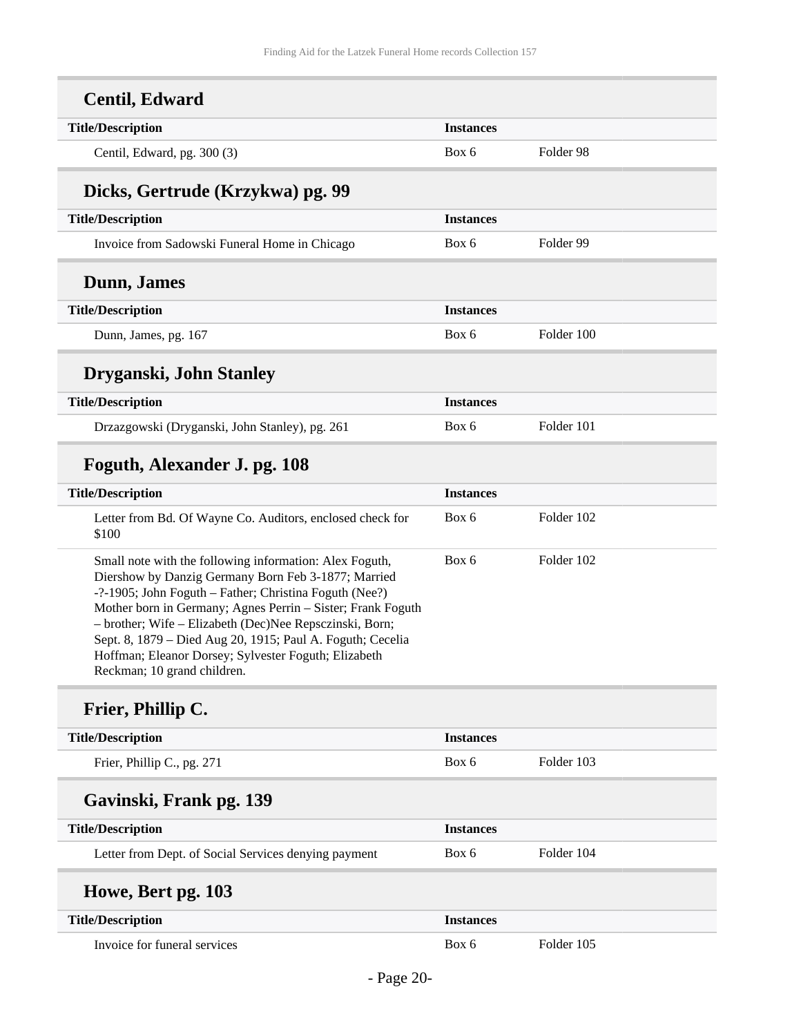## Centil, Edward

| Title/Description | Instances | |
|---|---|---|
| Centil, Edward, pg. 300 (3) | Box 6 | Folder 98 |

## Dicks, Gertrude (Krzykwa) pg. 99

| Title/Description | Instances | |
|---|---|---|
| Invoice from Sadowski Funeral Home in Chicago | Box 6 | Folder 99 |

## Dunn, James

| Title/Description | Instances | |
|---|---|---|
| Dunn, James, pg. 167 | Box 6 | Folder 100 |

## Dryganski, John Stanley

| Title/Description | Instances | |
|---|---|---|
| Drzazgowski (Dryganski, John Stanley), pg. 261 | Box 6 | Folder 101 |

## Foguth, Alexander J. pg. 108

| Title/Description | Instances | |
|---|---|---|
| Letter from Bd. Of Wayne Co. Auditors, enclosed check for $100 | Box 6 | Folder 102 |
| Small note with the following information: Alex Foguth, Diershow by Danzig Germany Born Feb 3-1877; Married -?-1905; John Foguth – Father; Christina Foguth (Nee?) Mother born in Germany; Agnes Perrin – Sister; Frank Foguth – brother; Wife – Elizabeth (Dec)Nee Repsczinski, Born; Sept. 8, 1879 – Died Aug 20, 1915; Paul A. Foguth; Cecelia Hoffman; Eleanor Dorsey; Sylvester Foguth; Elizabeth Reckman; 10 grand children. | Box 6 | Folder 102 |

## Frier, Phillip C.

| Title/Description | Instances | |
|---|---|---|
| Frier, Phillip C., pg. 271 | Box 6 | Folder 103 |

## Gavinski, Frank pg. 139

| Title/Description | Instances | |
|---|---|---|
| Letter from Dept. of Social Services denying payment | Box 6 | Folder 104 |

## Howe, Bert pg. 103

| Title/Description | Instances | |
|---|---|---|
| Invoice for funeral services | Box 6 | Folder 105 |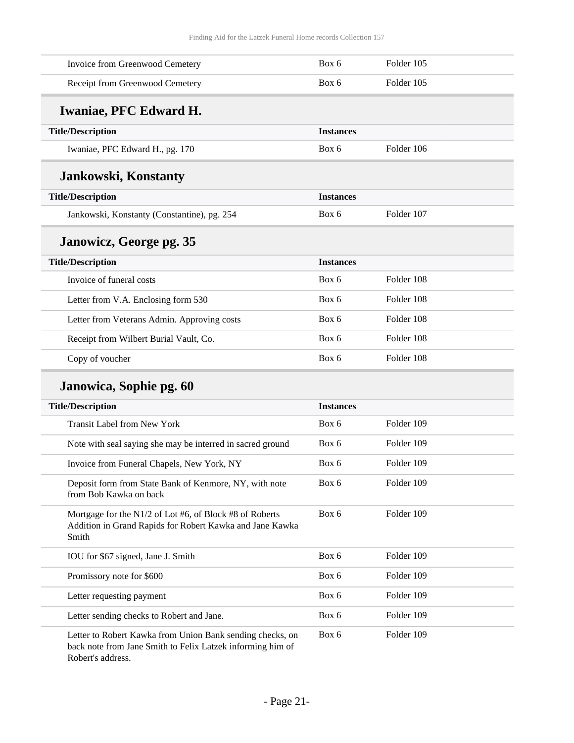| | | |
|---|---|---|
| Invoice from Greenwood Cemetery | Box 6 | Folder 105 |
| Receipt from Greenwood Cemetery | Box 6 | Folder 105 |

## Iwaniae, PFC Edward H.

| Title/Description | Instances | |
|---|---|---|
| Iwaniae, PFC Edward H., pg. 170 | Box 6 | Folder 106 |

## Jankowski, Konstanty

| Title/Description | Instances | |
|---|---|---|
| Jankowski, Konstanty (Constantine), pg. 254 | Box 6 | Folder 107 |

## Janowicz, George pg. 35

| Title/Description | Instances | |
|---|---|---|
| Invoice of funeral costs | Box 6 | Folder 108 |
| Letter from V.A. Enclosing form 530 | Box 6 | Folder 108 |
| Letter from Veterans Admin. Approving costs | Box 6 | Folder 108 |
| Receipt from Wilbert Burial Vault, Co. | Box 6 | Folder 108 |
| Copy of voucher | Box 6 | Folder 108 |

## Janowica, Sophie pg. 60

| Title/Description | Instances | |
|---|---|---|
| Transit Label from New York | Box 6 | Folder 109 |
| Note with seal saying she may be interred in sacred ground | Box 6 | Folder 109 |
| Invoice from Funeral Chapels, New York, NY | Box 6 | Folder 109 |
| Deposit form from State Bank of Kenmore, NY, with note from Bob Kawka on back | Box 6 | Folder 109 |
| Mortgage for the N1/2 of Lot #6, of Block #8 of Roberts Addition in Grand Rapids for Robert Kawka and Jane Kawka Smith | Box 6 | Folder 109 |
| IOU for $67 signed, Jane J. Smith | Box 6 | Folder 109 |
| Promissory note for $600 | Box 6 | Folder 109 |
| Letter requesting payment | Box 6 | Folder 109 |
| Letter sending checks to Robert and Jane. | Box 6 | Folder 109 |
| Letter to Robert Kawka from Union Bank sending checks, on back note from Jane Smith to Felix Latzek informing him of Robert's address. | Box 6 | Folder 109 |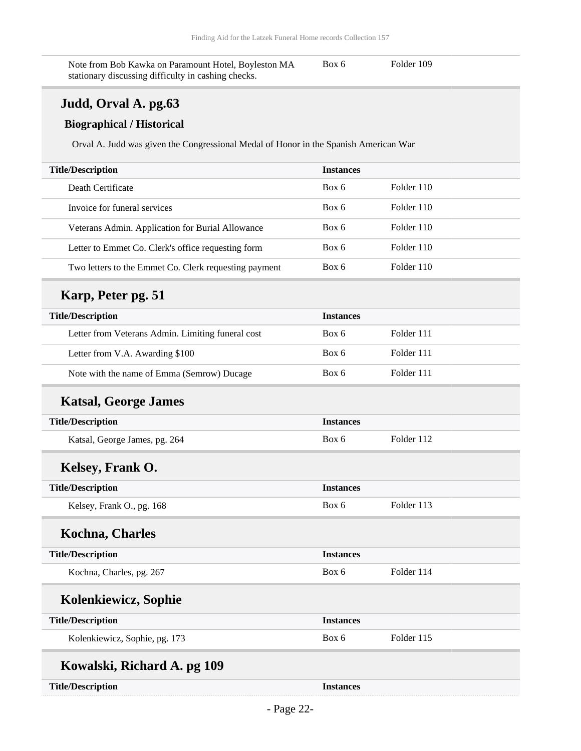| | | |
|---|---|---|
| Note from Bob Kawka on Paramount Hotel, Boyleston MA stationary discussing difficulty in cashing checks. | Box 6 | Folder 109 |

## Judd, Orval A. pg.63

### Biographical / Historical

Orval A. Judd was given the Congressional Medal of Honor in the Spanish American War

| Title/Description | Instances | |
|---|---|---|
| Death Certificate | Box 6 | Folder 110 |
| Invoice for funeral services | Box 6 | Folder 110 |
| Veterans Admin. Application for Burial Allowance | Box 6 | Folder 110 |
| Letter to Emmet Co. Clerk's office requesting form | Box 6 | Folder 110 |
| Two letters to the Emmet Co. Clerk requesting payment | Box 6 | Folder 110 |

## Karp, Peter pg. 51

| Title/Description | Instances | |
|---|---|---|
| Letter from Veterans Admin. Limiting funeral cost | Box 6 | Folder 111 |
| Letter from V.A. Awarding $100 | Box 6 | Folder 111 |
| Note with the name of Emma (Semrow) Ducage | Box 6 | Folder 111 |

## Katsal, George James

| Title/Description | Instances | |
|---|---|---|
| Katsal, George James, pg. 264 | Box 6 | Folder 112 |

## Kelsey, Frank O.

| Title/Description | Instances | |
|---|---|---|
| Kelsey, Frank O., pg. 168 | Box 6 | Folder 113 |

## Kochna, Charles

| Title/Description | Instances | |
|---|---|---|
| Kochna, Charles, pg. 267 | Box 6 | Folder 114 |

## Kolenkiewicz, Sophie

| Title/Description | Instances | |
|---|---|---|
| Kolenkiewicz, Sophie, pg. 173 | Box 6 | Folder 115 |

## Kowalski, Richard A. pg 109

| Title/Description | Instances | |
|---|---|---|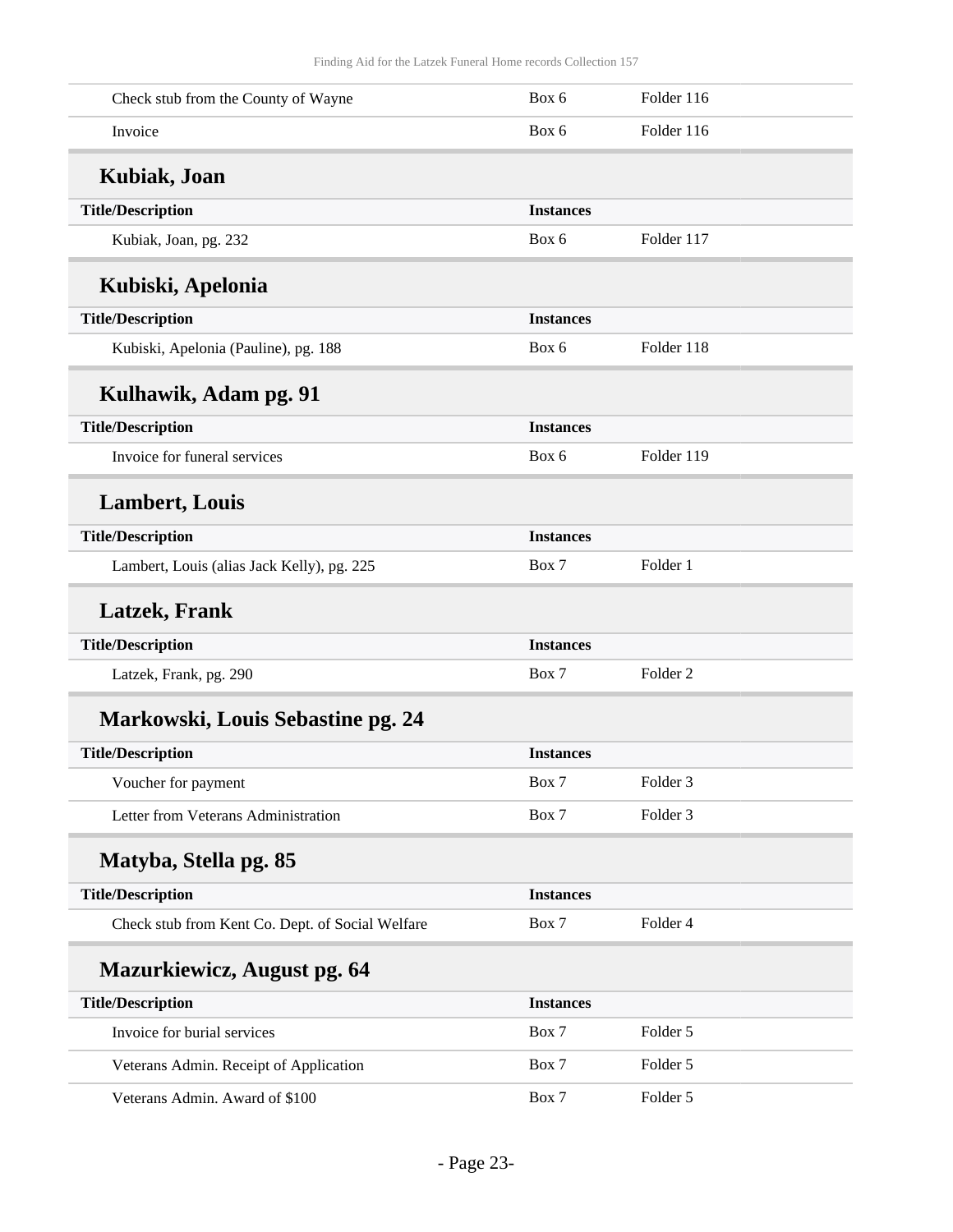| Title/Description | Instances | |
|---|---|---|
| Check stub from the County of Wayne | Box 6 | Folder 116 |
| Invoice | Box 6 | Folder 116 |

### Kubiak, Joan

| Title/Description | Instances | |
|---|---|---|
| Kubiak, Joan, pg. 232 | Box 6 | Folder 117 |

### Kubiski, Apelonia

| Title/Description | Instances | |
|---|---|---|
| Kubiski, Apelonia (Pauline), pg. 188 | Box 6 | Folder 118 |

### Kulhawik, Adam pg. 91

| Title/Description | Instances | |
|---|---|---|
| Invoice for funeral services | Box 6 | Folder 119 |

### Lambert, Louis

| Title/Description | Instances | |
|---|---|---|
| Lambert, Louis (alias Jack Kelly), pg. 225 | Box 7 | Folder 1 |

### Latzek, Frank

| Title/Description | Instances | |
|---|---|---|
| Latzek, Frank, pg. 290 | Box 7 | Folder 2 |

### Markowski, Louis Sebastine pg. 24

| Title/Description | Instances | |
|---|---|---|
| Voucher for payment | Box 7 | Folder 3 |
| Letter from Veterans Administration | Box 7 | Folder 3 |

### Matyba, Stella pg. 85

| Title/Description | Instances | |
|---|---|---|
| Check stub from Kent Co. Dept. of Social Welfare | Box 7 | Folder 4 |

### Mazurkiewicz, August pg. 64

| Title/Description | Instances | |
|---|---|---|
| Invoice for burial services | Box 7 | Folder 5 |
| Veterans Admin. Receipt of Application | Box 7 | Folder 5 |
| Veterans Admin. Award of $100 | Box 7 | Folder 5 |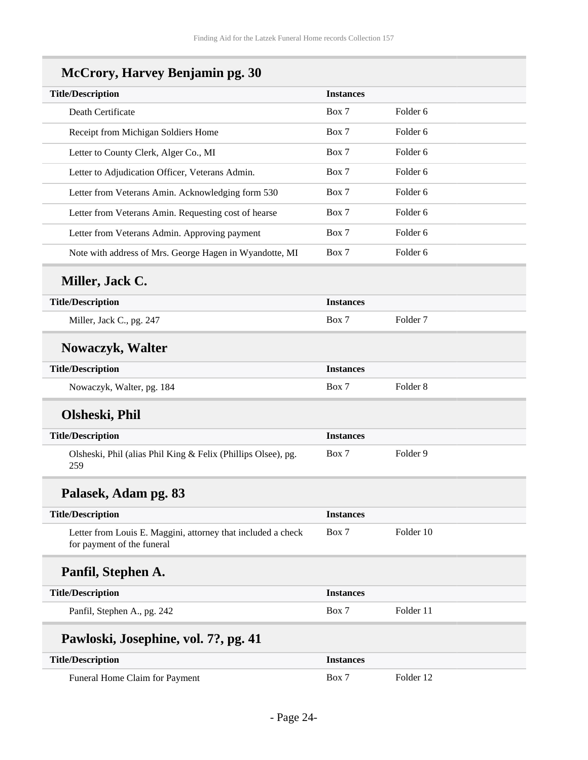## McCrory, Harvey Benjamin pg. 30

| Title/Description | Instances | |
|---|---|---|
| Death Certificate | Box 7 | Folder 6 |
| Receipt from Michigan Soldiers Home | Box 7 | Folder 6 |
| Letter to County Clerk, Alger Co., MI | Box 7 | Folder 6 |
| Letter to Adjudication Officer, Veterans Admin. | Box 7 | Folder 6 |
| Letter from Veterans Amin. Acknowledging form 530 | Box 7 | Folder 6 |
| Letter from Veterans Amin. Requesting cost of hearse | Box 7 | Folder 6 |
| Letter from Veterans Admin. Approving payment | Box 7 | Folder 6 |
| Note with address of Mrs. George Hagen in Wyandotte, MI | Box 7 | Folder 6 |

## Miller, Jack C.

| Title/Description | Instances | |
|---|---|---|
| Miller, Jack C., pg. 247 | Box 7 | Folder 7 |

## Nowaczyk, Walter

| Title/Description | Instances | |
|---|---|---|
| Nowaczyk, Walter, pg. 184 | Box 7 | Folder 8 |

## Olsheski, Phil

| Title/Description | Instances | |
|---|---|---|
| Olsheski, Phil (alias Phil King & Felix (Phillips Olsee), pg. 259 | Box 7 | Folder 9 |

## Palasek, Adam pg. 83

| Title/Description | Instances | |
|---|---|---|
| Letter from Louis E. Maggini, attorney that included a check for payment of the funeral | Box 7 | Folder 10 |

## Panfil, Stephen A.

| Title/Description | Instances | |
|---|---|---|
| Panfil, Stephen A., pg. 242 | Box 7 | Folder 11 |

## Pawloski, Josephine, vol. 7?, pg. 41

| Title/Description | Instances | |
|---|---|---|
| Funeral Home Claim for Payment | Box 7 | Folder 12 |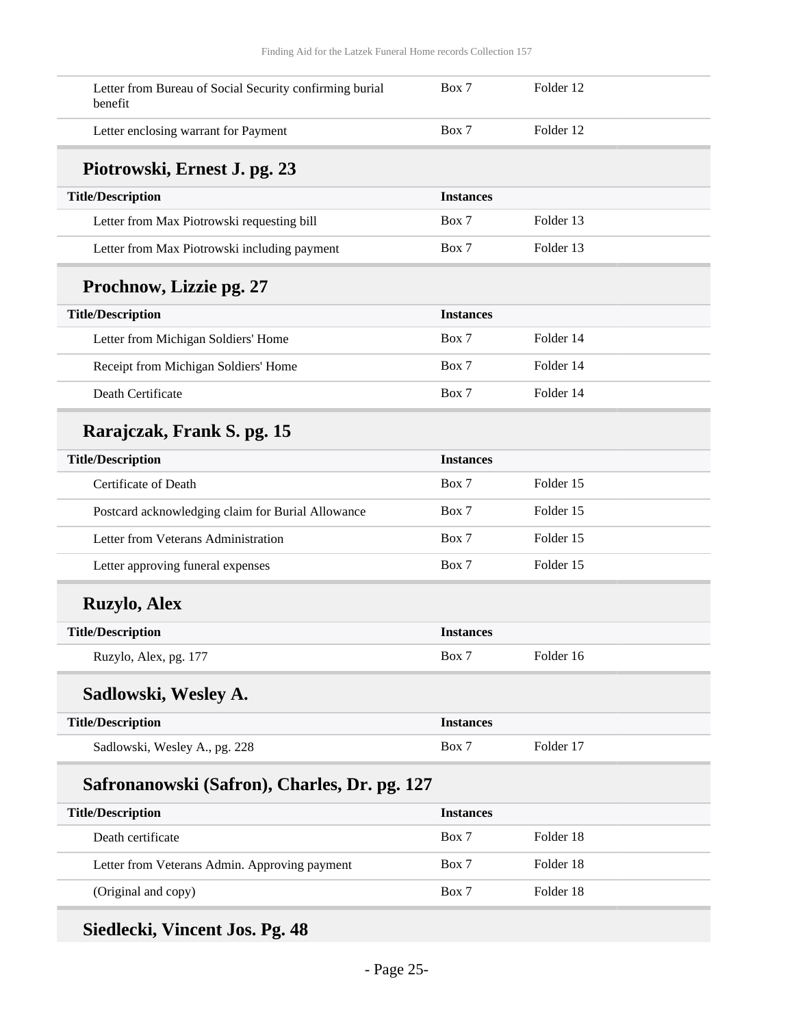| Title/Description | Instances | |
|---|---|---|
| Letter from Bureau of Social Security confirming burial benefit | Box 7 | Folder 12 |
| Letter enclosing warrant for Payment | Box 7 | Folder 12 |

## Piotrowski, Ernest J. pg. 23

| Title/Description | Instances | |
|---|---|---|
| Letter from Max Piotrowski requesting bill | Box 7 | Folder 13 |
| Letter from Max Piotrowski including payment | Box 7 | Folder 13 |

## Prochnow, Lizzie pg. 27

| Title/Description | Instances | |
|---|---|---|
| Letter from Michigan Soldiers' Home | Box 7 | Folder 14 |
| Receipt from Michigan Soldiers' Home | Box 7 | Folder 14 |
| Death Certificate | Box 7 | Folder 14 |

## Rarajczak, Frank S. pg. 15

| Title/Description | Instances | |
|---|---|---|
| Certificate of Death | Box 7 | Folder 15 |
| Postcard acknowledging claim for Burial Allowance | Box 7 | Folder 15 |
| Letter from Veterans Administration | Box 7 | Folder 15 |
| Letter approving funeral expenses | Box 7 | Folder 15 |

## Ruzylo, Alex

| Title/Description | Instances | |
|---|---|---|
| Ruzylo, Alex, pg. 177 | Box 7 | Folder 16 |

## Sadlowski, Wesley A.

| Title/Description | Instances | |
|---|---|---|
| Sadlowski, Wesley A., pg. 228 | Box 7 | Folder 17 |

## Safronanowski (Safron), Charles, Dr. pg. 127

| Title/Description | Instances | |
|---|---|---|
| Death certificate | Box 7 | Folder 18 |
| Letter from Veterans Admin. Approving payment | Box 7 | Folder 18 |
| (Original and copy) | Box 7 | Folder 18 |

## Siedlecki, Vincent Jos. Pg. 48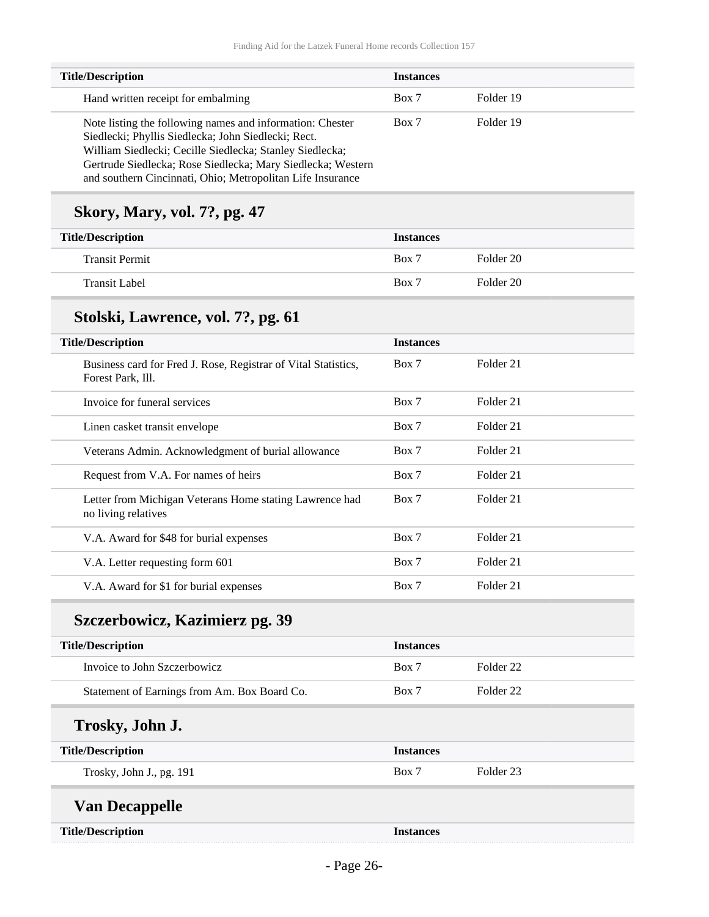| Title/Description | Instances | |
|---|---|---|
| Hand written receipt for embalming | Box 7 | Folder 19 |
| Note listing the following names and information: Chester Siedlecki; Phyllis Siedlecka; John Siedlecki; Rect. William Siedlecki; Cecille Siedlecka; Stanley Siedlecka; Gertrude Siedlecka; Rose Siedlecka; Mary Siedlecka; Western and southern Cincinnati, Ohio; Metropolitan Life Insurance | Box 7 | Folder 19 |

## Skory, Mary, vol. 7?, pg. 47

| Title/Description | Instances | |
|---|---|---|
| Transit Permit | Box 7 | Folder 20 |
| Transit Label | Box 7 | Folder 20 |

## Stolski, Lawrence, vol. 7?, pg. 61

| Title/Description | Instances | |
|---|---|---|
| Business card for Fred J. Rose, Registrar of Vital Statistics, Forest Park, Ill. | Box 7 | Folder 21 |
| Invoice for funeral services | Box 7 | Folder 21 |
| Linen casket transit envelope | Box 7 | Folder 21 |
| Veterans Admin. Acknowledgment of burial allowance | Box 7 | Folder 21 |
| Request from V.A. For names of heirs | Box 7 | Folder 21 |
| Letter from Michigan Veterans Home stating Lawrence had no living relatives | Box 7 | Folder 21 |
| V.A. Award for $48 for burial expenses | Box 7 | Folder 21 |
| V.A. Letter requesting form 601 | Box 7 | Folder 21 |
| V.A. Award for $1 for burial expenses | Box 7 | Folder 21 |

## Szczerbowicz, Kazimierz pg. 39

| Title/Description | Instances | |
|---|---|---|
| Invoice to John Szczerbowicz | Box 7 | Folder 22 |
| Statement of Earnings from Am. Box Board Co. | Box 7 | Folder 22 |

## Trosky, John J.

| Title/Description | Instances | |
|---|---|---|
| Trosky, John J., pg. 191 | Box 7 | Folder 23 |

## Van Decappelle

| Title/Description | Instances | |
|---|---|---|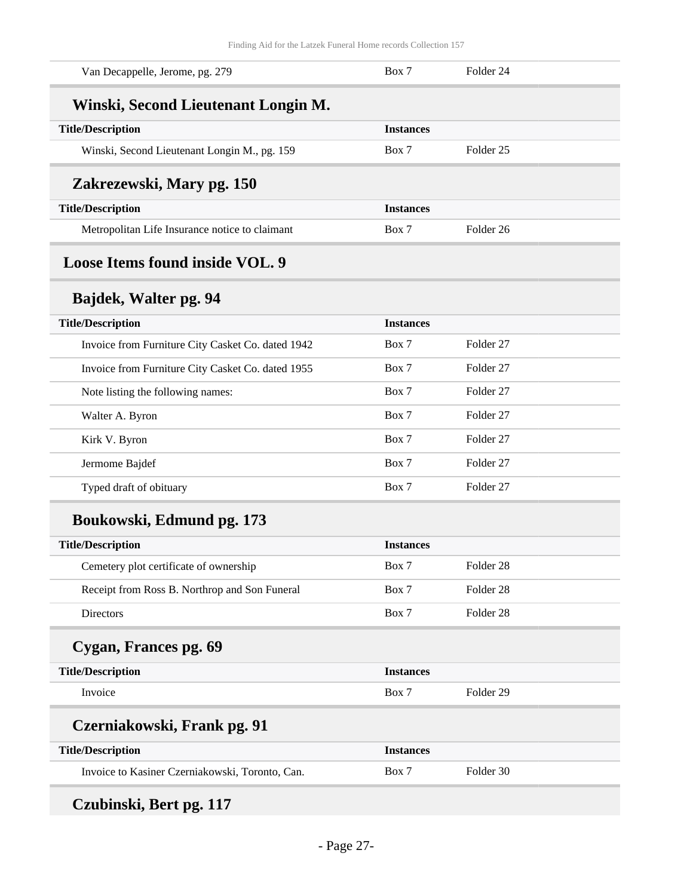| Van Decappelle, Jerome, pg. 279 | Box 7 | Folder 24 |
|---|---|---|

### Winski, Second Lieutenant Longin M.

| Title/Description | Instances | |
|---|---|---|
| Winski, Second Lieutenant Longin M., pg. 159 | Box 7 | Folder 25 |

### Zakrezewski, Mary pg. 150

| Title/Description | Instances | |
|---|---|---|
| Metropolitan Life Insurance notice to claimant | Box 7 | Folder 26 |

## Loose Items found inside VOL. 9

### Bajdek, Walter pg. 94

| Title/Description | Instances | |
|---|---|---|
| Invoice from Furniture City Casket Co. dated 1942 | Box 7 | Folder 27 |
| Invoice from Furniture City Casket Co. dated 1955 | Box 7 | Folder 27 |
| Note listing the following names: | Box 7 | Folder 27 |
| Walter A. Byron | Box 7 | Folder 27 |
| Kirk V. Byron | Box 7 | Folder 27 |
| Jermome Bajdef | Box 7 | Folder 27 |
| Typed draft of obituary | Box 7 | Folder 27 |

### Boukowski, Edmund pg. 173

| Title/Description | Instances | |
|---|---|---|
| Cemetery plot certificate of ownership | Box 7 | Folder 28 |
| Receipt from Ross B. Northrop and Son Funeral | Box 7 | Folder 28 |
| Directors | Box 7 | Folder 28 |

### Cygan, Frances pg. 69

| Title/Description | Instances | |
|---|---|---|
| Invoice | Box 7 | Folder 29 |

### Czerniakowski, Frank pg. 91

| Title/Description | Instances | |
|---|---|---|
| Invoice to Kasiner Czerniakowski, Toronto, Can. | Box 7 | Folder 30 |

### Czubinski, Bert pg. 117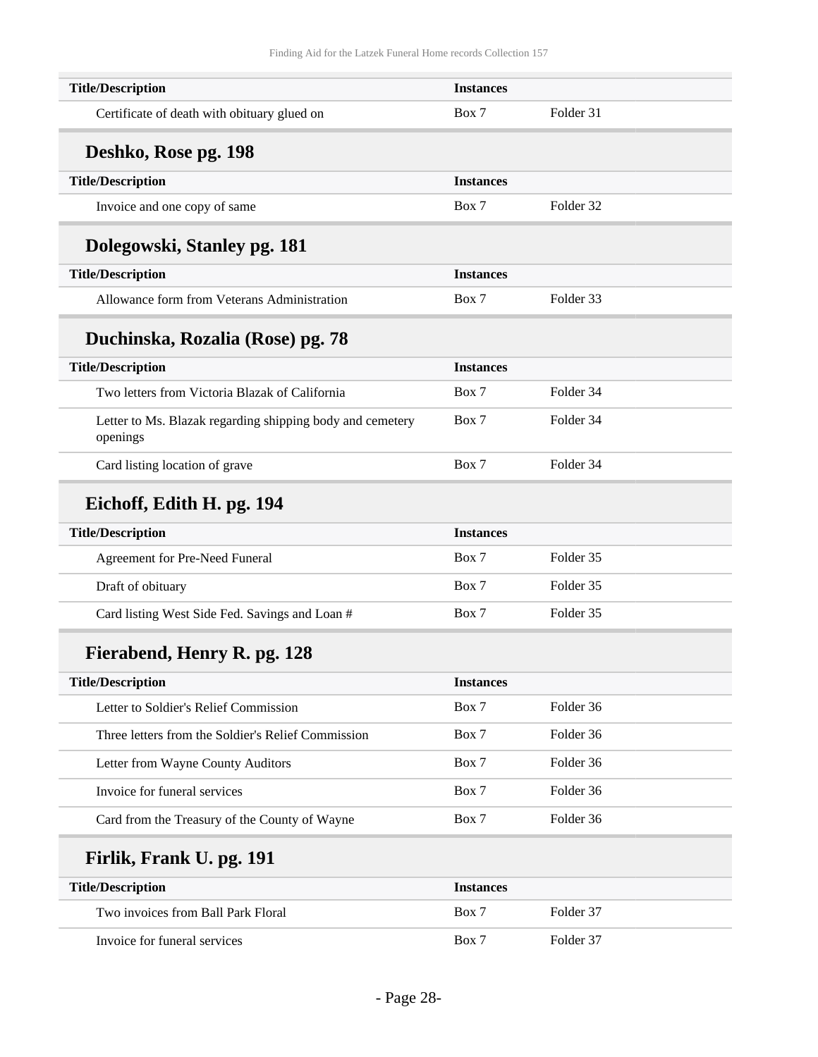| Title/Description | Instances | |
|---|---|---|
| Certificate of death with obituary glued on | Box 7 | Folder 31 |

## Deshko, Rose pg. 198

| Title/Description | Instances | |
|---|---|---|
| Invoice and one copy of same | Box 7 | Folder 32 |

## Dolegowski, Stanley pg. 181

| Title/Description | Instances | |
|---|---|---|
| Allowance form from Veterans Administration | Box 7 | Folder 33 |

## Duchinska, Rozalia (Rose) pg. 78

| Title/Description | Instances | |
|---|---|---|
| Two letters from Victoria Blazak of California | Box 7 | Folder 34 |
| Letter to Ms. Blazak regarding shipping body and cemetery openings | Box 7 | Folder 34 |
| Card listing location of grave | Box 7 | Folder 34 |

## Eichoff, Edith H. pg. 194

| Title/Description | Instances | |
|---|---|---|
| Agreement for Pre-Need Funeral | Box 7 | Folder 35 |
| Draft of obituary | Box 7 | Folder 35 |
| Card listing West Side Fed. Savings and Loan # | Box 7 | Folder 35 |

## Fierabend, Henry R. pg. 128

| Title/Description | Instances | |
|---|---|---|
| Letter to Soldier's Relief Commission | Box 7 | Folder 36 |
| Three letters from the Soldier's Relief Commission | Box 7 | Folder 36 |
| Letter from Wayne County Auditors | Box 7 | Folder 36 |
| Invoice for funeral services | Box 7 | Folder 36 |
| Card from the Treasury of the County of Wayne | Box 7 | Folder 36 |

## Firlik, Frank U. pg. 191

| Title/Description | Instances | |
|---|---|---|
| Two invoices from Ball Park Floral | Box 7 | Folder 37 |
| Invoice for funeral services | Box 7 | Folder 37 |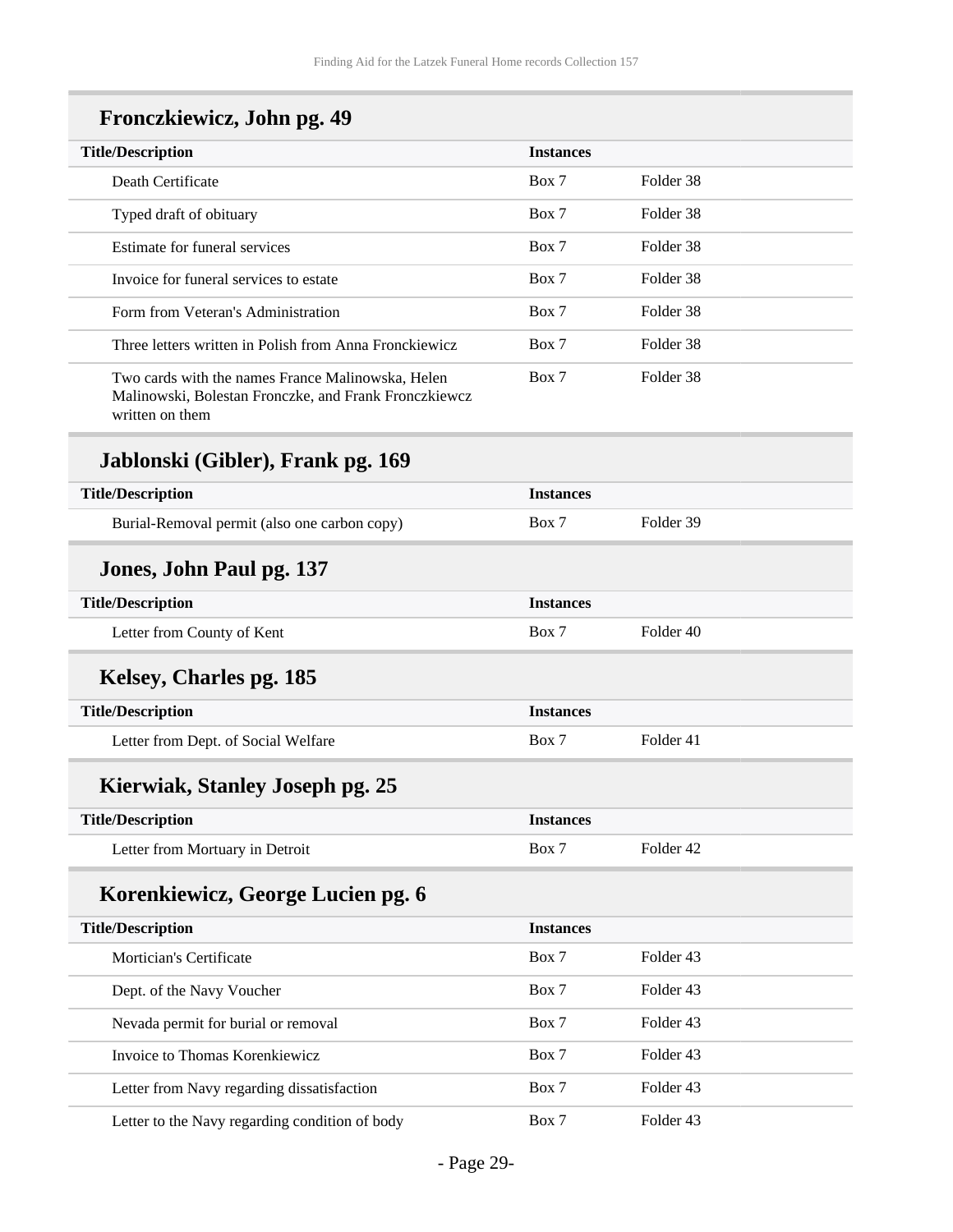## Fronczkiewicz, John pg. 49

| Title/Description | Instances | |
|---|---|---|
| Death Certificate | Box 7 | Folder 38 |
| Typed draft of obituary | Box 7 | Folder 38 |
| Estimate for funeral services | Box 7 | Folder 38 |
| Invoice for funeral services to estate | Box 7 | Folder 38 |
| Form from Veteran's Administration | Box 7 | Folder 38 |
| Three letters written in Polish from Anna Fronckiewicz | Box 7 | Folder 38 |
| Two cards with the names France Malinowska, Helen Malinowski, Bolestan Fronczke, and Frank Fronczkiewcz written on them | Box 7 | Folder 38 |

## Jablonski (Gibler), Frank pg. 169

| Title/Description | Instances | |
|---|---|---|
| Burial-Removal permit (also one carbon copy) | Box 7 | Folder 39 |

## Jones, John Paul pg. 137

| Title/Description | Instances | |
|---|---|---|
| Letter from County of Kent | Box 7 | Folder 40 |

## Kelsey, Charles pg. 185

| Title/Description | Instances | |
|---|---|---|
| Letter from Dept. of Social Welfare | Box 7 | Folder 41 |

## Kierwiak, Stanley Joseph pg. 25

| Title/Description | Instances | |
|---|---|---|
| Letter from Mortuary in Detroit | Box 7 | Folder 42 |

## Korenkiewicz, George Lucien pg. 6

| Title/Description | Instances | |
|---|---|---|
| Mortician's Certificate | Box 7 | Folder 43 |
| Dept. of the Navy Voucher | Box 7 | Folder 43 |
| Nevada permit for burial or removal | Box 7 | Folder 43 |
| Invoice to Thomas Korenkiewicz | Box 7 | Folder 43 |
| Letter from Navy regarding dissatisfaction | Box 7 | Folder 43 |
| Letter to the Navy regarding condition of body | Box 7 | Folder 43 |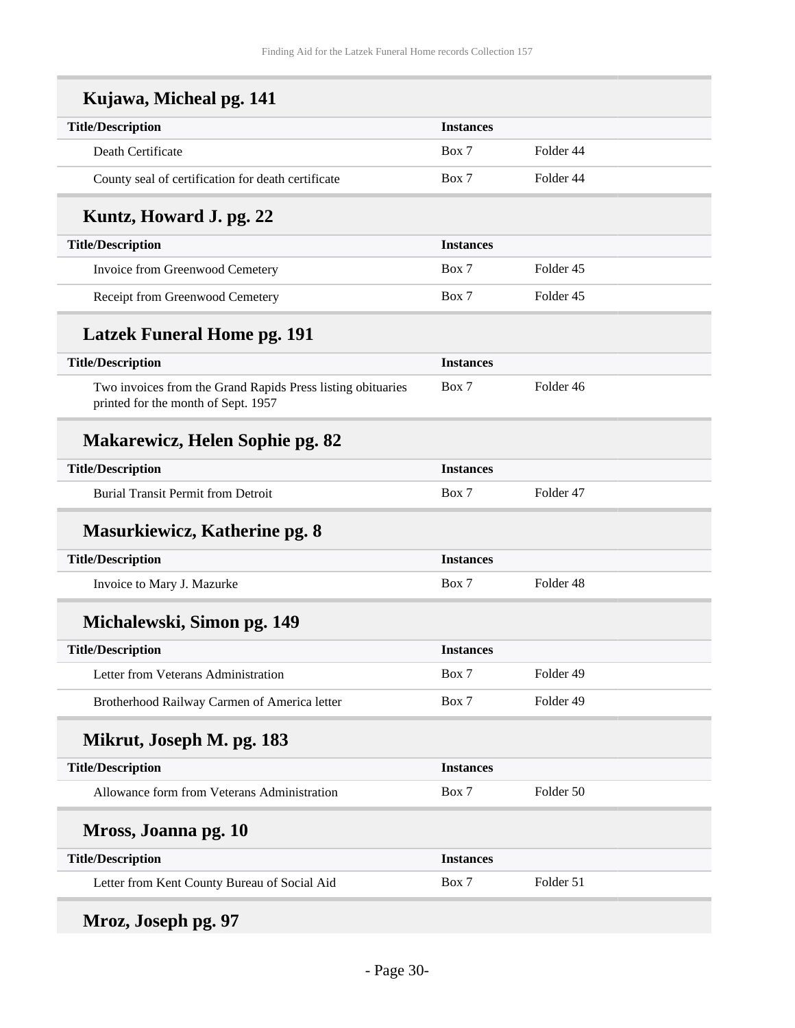## Kujawa, Micheal pg. 141

| Title/Description | Instances | |
|---|---|---|
| Death Certificate | Box 7 | Folder 44 |
| County seal of certification for death certificate | Box 7 | Folder 44 |

## Kuntz, Howard J. pg. 22

| Title/Description | Instances | |
|---|---|---|
| Invoice from Greenwood Cemetery | Box 7 | Folder 45 |
| Receipt from Greenwood Cemetery | Box 7 | Folder 45 |

## Latzek Funeral Home pg. 191

| Title/Description | Instances | |
|---|---|---|
| Two invoices from the Grand Rapids Press listing obituaries printed for the month of Sept. 1957 | Box 7 | Folder 46 |

## Makarewicz, Helen Sophie pg. 82

| Title/Description | Instances | |
|---|---|---|
| Burial Transit Permit from Detroit | Box 7 | Folder 47 |

## Masurkiewicz, Katherine pg. 8

| Title/Description | Instances | |
|---|---|---|
| Invoice to Mary J. Mazurke | Box 7 | Folder 48 |

## Michalewski, Simon pg. 149

| Title/Description | Instances | |
|---|---|---|
| Letter from Veterans Administration | Box 7 | Folder 49 |
| Brotherhood Railway Carmen of America letter | Box 7 | Folder 49 |

## Mikrut, Joseph M. pg. 183

| Title/Description | Instances | |
|---|---|---|
| Allowance form from Veterans Administration | Box 7 | Folder 50 |

## Mross, Joanna pg. 10

| Title/Description | Instances | |
|---|---|---|
| Letter from Kent County Bureau of Social Aid | Box 7 | Folder 51 |

## Mroz, Joseph pg. 97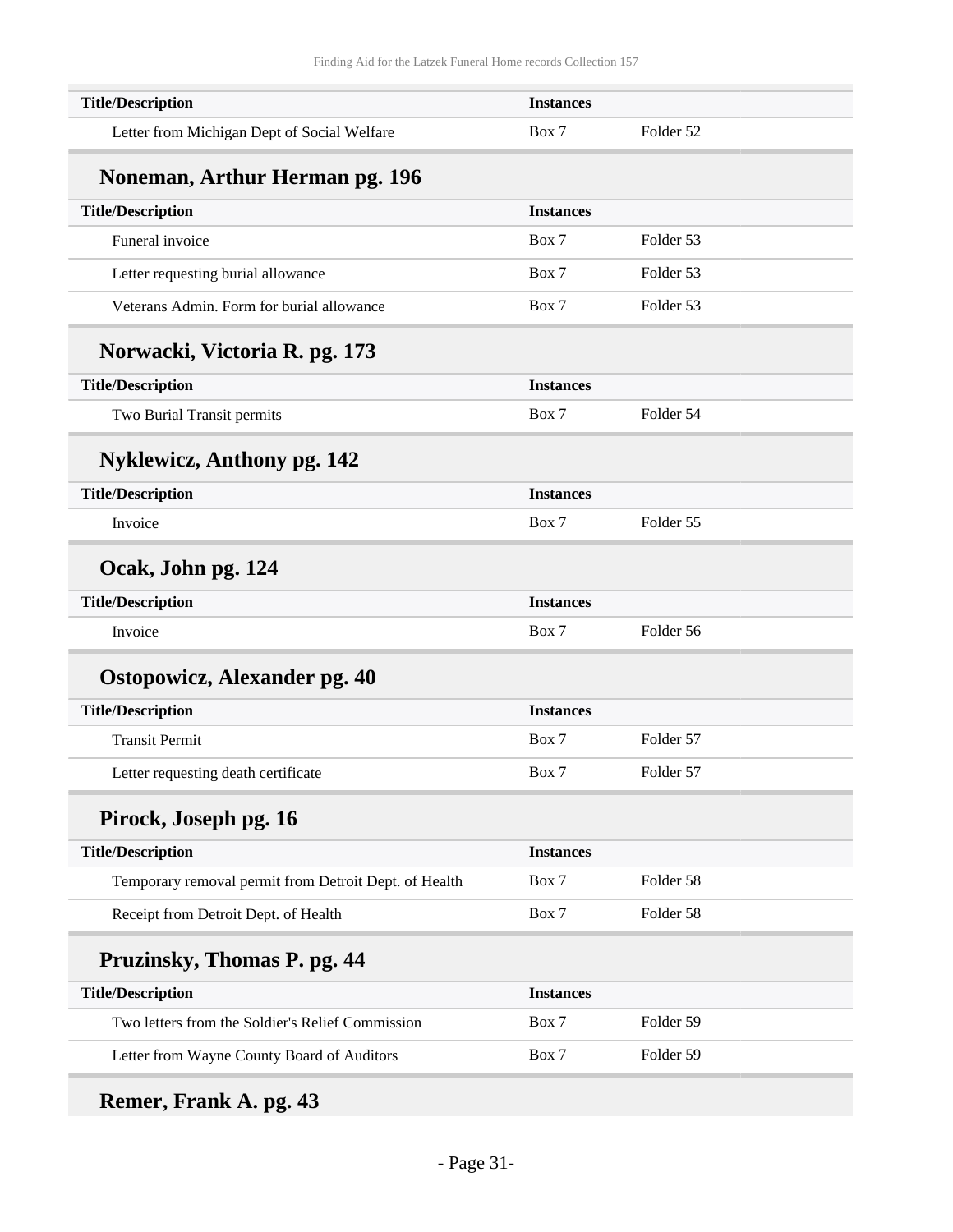| Title/Description | Instances | |
|---|---|---|
| Letter from Michigan Dept of Social Welfare | Box 7 | Folder 52 |

## Noneman, Arthur Herman pg. 196

| Title/Description | Instances | |
|---|---|---|
| Funeral invoice | Box 7 | Folder 53 |
| Letter requesting burial allowance | Box 7 | Folder 53 |
| Veterans Admin. Form for burial allowance | Box 7 | Folder 53 |

## Norwacki, Victoria R. pg. 173

| Title/Description | Instances | |
|---|---|---|
| Two Burial Transit permits | Box 7 | Folder 54 |

## Nyklewicz, Anthony pg. 142

| Title/Description | Instances | |
|---|---|---|
| Invoice | Box 7 | Folder 55 |

## Ocak, John pg. 124

| Title/Description | Instances | |
|---|---|---|
| Invoice | Box 7 | Folder 56 |

## Ostopowicz, Alexander pg. 40

| Title/Description | Instances | |
|---|---|---|
| Transit Permit | Box 7 | Folder 57 |
| Letter requesting death certificate | Box 7 | Folder 57 |

## Pirock, Joseph pg. 16

| Title/Description | Instances | |
|---|---|---|
| Temporary removal permit from Detroit Dept. of Health | Box 7 | Folder 58 |
| Receipt from Detroit Dept. of Health | Box 7 | Folder 58 |

## Pruzinsky, Thomas P. pg. 44

| Title/Description | Instances | |
|---|---|---|
| Two letters from the Soldier's Relief Commission | Box 7 | Folder 59 |
| Letter from Wayne County Board of Auditors | Box 7 | Folder 59 |

## Remer, Frank A. pg. 43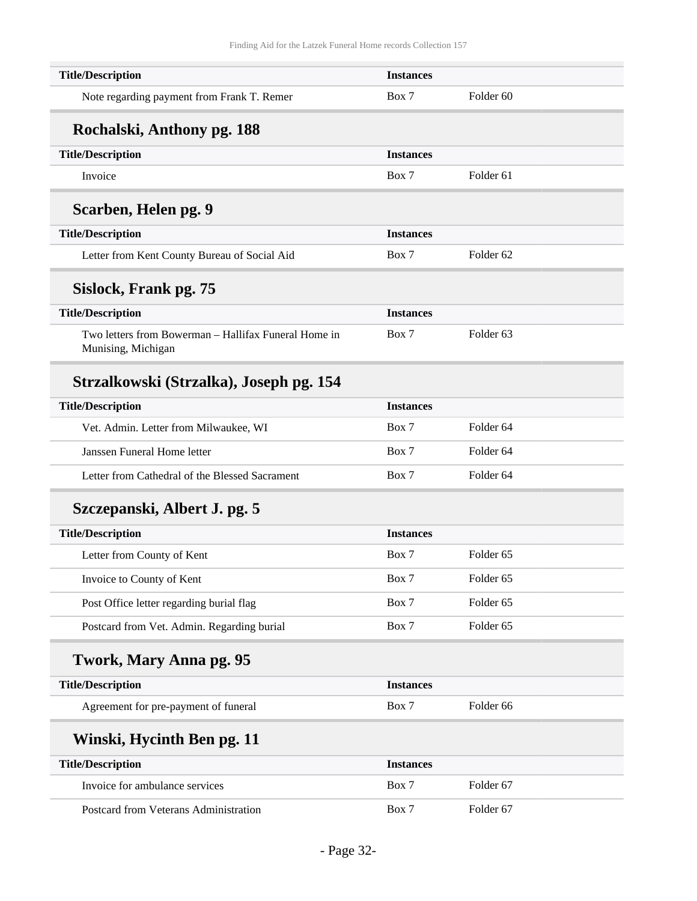| Title/Description | Instances | |
|---|---|---|
| Note regarding payment from Frank T. Remer | Box 7 | Folder 60 |

### Rochalski, Anthony pg. 188

| Title/Description | Instances | |
|---|---|---|
| Invoice | Box 7 | Folder 61 |

### Scarben, Helen pg. 9

| Title/Description | Instances | |
|---|---|---|
| Letter from Kent County Bureau of Social Aid | Box 7 | Folder 62 |

### Sislock, Frank pg. 75

| Title/Description | Instances | |
|---|---|---|
| Two letters from Bowerman – Hallifax Funeral Home in Munising, Michigan | Box 7 | Folder 63 |

### Strzalkowski (Strzalka), Joseph pg. 154

| Title/Description | Instances | |
|---|---|---|
| Vet. Admin. Letter from Milwaukee, WI | Box 7 | Folder 64 |
| Janssen Funeral Home letter | Box 7 | Folder 64 |
| Letter from Cathedral of the Blessed Sacrament | Box 7 | Folder 64 |

### Szczepanski, Albert J. pg. 5

| Title/Description | Instances | |
|---|---|---|
| Letter from County of Kent | Box 7 | Folder 65 |
| Invoice to County of Kent | Box 7 | Folder 65 |
| Post Office letter regarding burial flag | Box 7 | Folder 65 |
| Postcard from Vet. Admin. Regarding burial | Box 7 | Folder 65 |

### Twork, Mary Anna pg. 95

| Title/Description | Instances | |
|---|---|---|
| Agreement for pre-payment of funeral | Box 7 | Folder 66 |

### Winski, Hycinth Ben pg. 11

| Title/Description | Instances | |
|---|---|---|
| Invoice for ambulance services | Box 7 | Folder 67 |
| Postcard from Veterans Administration | Box 7 | Folder 67 |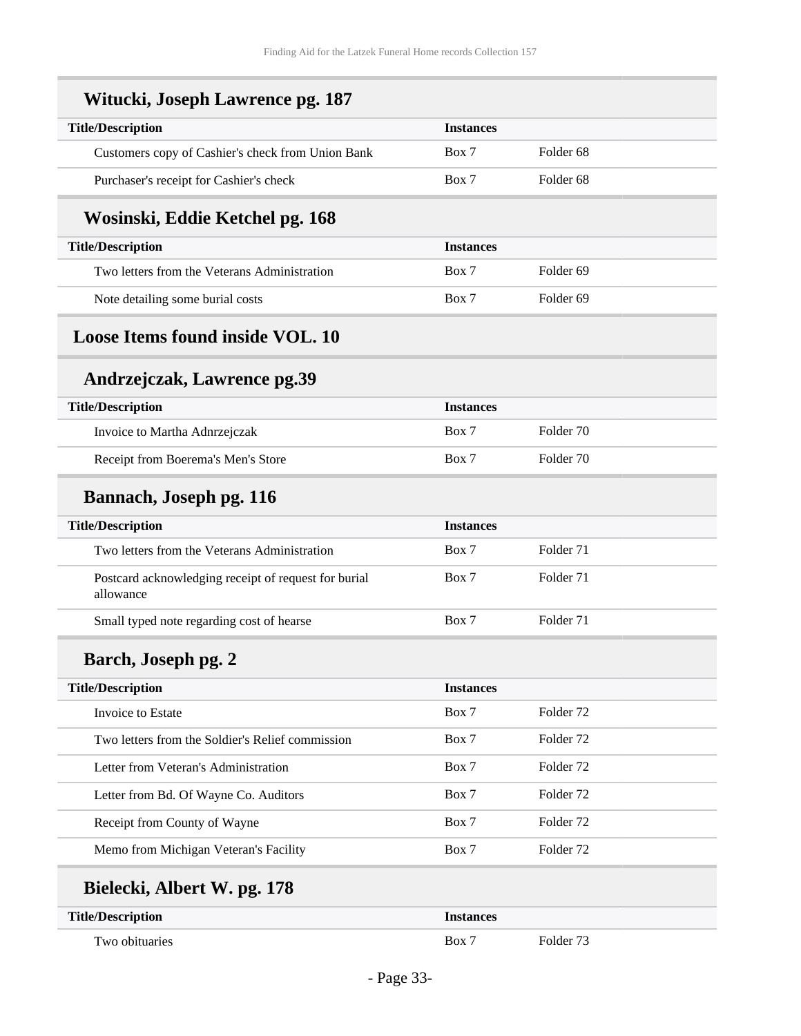### Witucki, Joseph Lawrence pg. 187

| Title/Description | Instances | |
|---|---|---|
| Customers copy of Cashier's check from Union Bank | Box 7 | Folder 68 |
| Purchaser's receipt for Cashier's check | Box 7 | Folder 68 |

### Wosinski, Eddie Ketchel pg. 168

| Title/Description | Instances | |
|---|---|---|
| Two letters from the Veterans Administration | Box 7 | Folder 69 |
| Note detailing some burial costs | Box 7 | Folder 69 |

## Loose Items found inside VOL. 10

### Andrzejczak, Lawrence pg.39

| Title/Description | Instances | |
|---|---|---|
| Invoice to Martha Adnrzejczak | Box 7 | Folder 70 |
| Receipt from Boerema's Men's Store | Box 7 | Folder 70 |

### Bannach, Joseph pg. 116

| Title/Description | Instances | |
|---|---|---|
| Two letters from the Veterans Administration | Box 7 | Folder 71 |
| Postcard acknowledging receipt of request for burial allowance | Box 7 | Folder 71 |
| Small typed note regarding cost of hearse | Box 7 | Folder 71 |

### Barch, Joseph pg. 2

| Title/Description | Instances | |
|---|---|---|
| Invoice to Estate | Box 7 | Folder 72 |
| Two letters from the Soldier's Relief commission | Box 7 | Folder 72 |
| Letter from Veteran's Administration | Box 7 | Folder 72 |
| Letter from Bd. Of Wayne Co. Auditors | Box 7 | Folder 72 |
| Receipt from County of Wayne | Box 7 | Folder 72 |
| Memo from Michigan Veteran's Facility | Box 7 | Folder 72 |

### Bielecki, Albert W. pg. 178

| Title/Description | Instances | |
|---|---|---|
| Two obituaries | Box 7 | Folder 73 |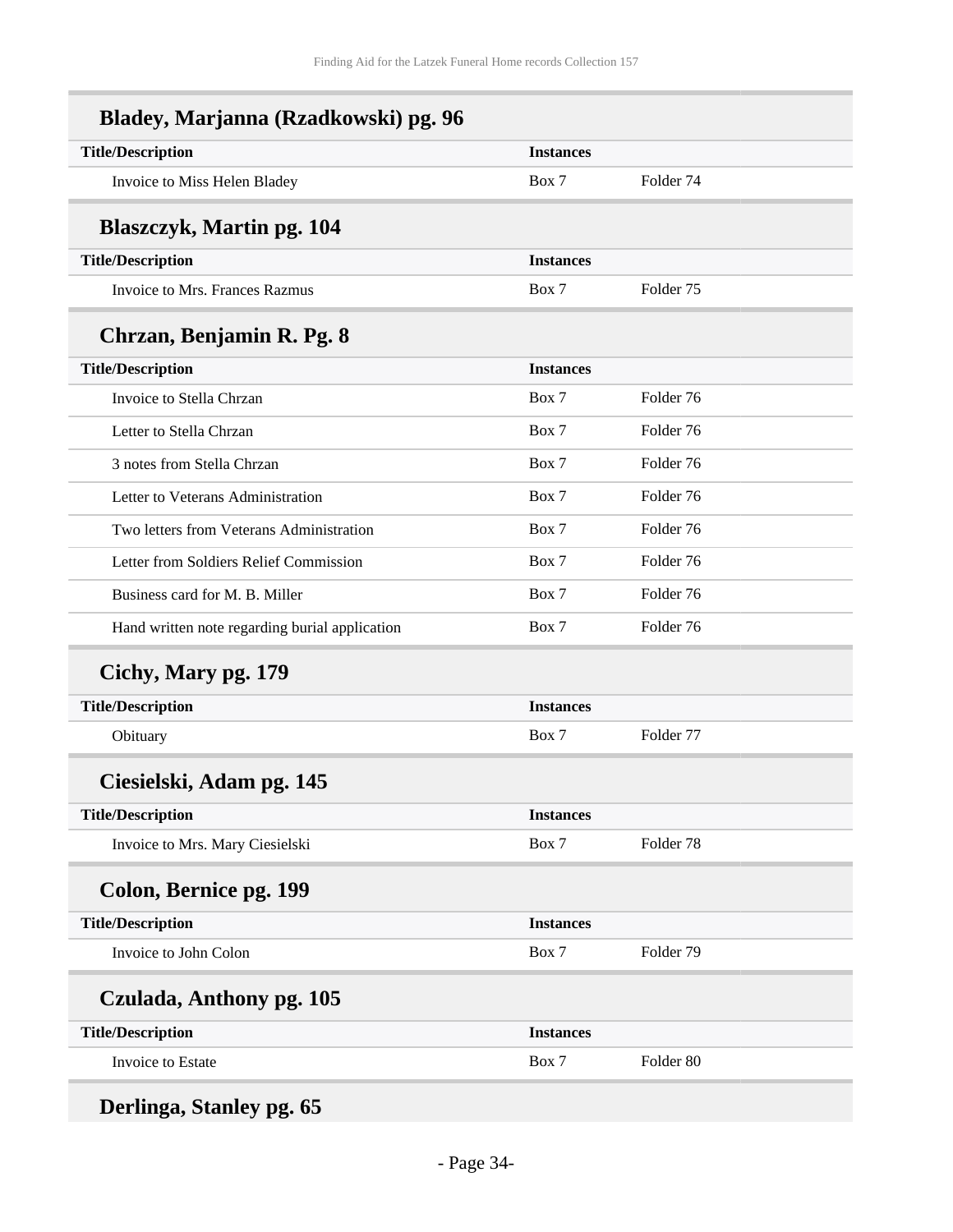### Bladey, Marjanna (Rzadkowski) pg. 96

| Title/Description | Instances | |
|---|---|---|
| Invoice to Miss Helen Bladey | Box 7 | Folder 74 |

### Blaszczyk, Martin pg. 104

| Title/Description | Instances | |
|---|---|---|
| Invoice to Mrs. Frances Razmus | Box 7 | Folder 75 |

### Chrzan, Benjamin R. Pg. 8

| Title/Description | Instances | |
|---|---|---|
| Invoice to Stella Chrzan | Box 7 | Folder 76 |
| Letter to Stella Chrzan | Box 7 | Folder 76 |
| 3 notes from Stella Chrzan | Box 7 | Folder 76 |
| Letter to Veterans Administration | Box 7 | Folder 76 |
| Two letters from Veterans Administration | Box 7 | Folder 76 |
| Letter from Soldiers Relief Commission | Box 7 | Folder 76 |
| Business card for M. B. Miller | Box 7 | Folder 76 |
| Hand written note regarding burial application | Box 7 | Folder 76 |

### Cichy, Mary pg. 179

| Title/Description | Instances | |
|---|---|---|
| Obituary | Box 7 | Folder 77 |

### Ciesielski, Adam pg. 145

| Title/Description | Instances | |
|---|---|---|
| Invoice to Mrs. Mary Ciesielski | Box 7 | Folder 78 |

### Colon, Bernice pg. 199

| Title/Description | Instances | |
|---|---|---|
| Invoice to John Colon | Box 7 | Folder 79 |

### Czulada, Anthony pg. 105

| Title/Description | Instances | |
|---|---|---|
| Invoice to Estate | Box 7 | Folder 80 |

### Derlinga, Stanley pg. 65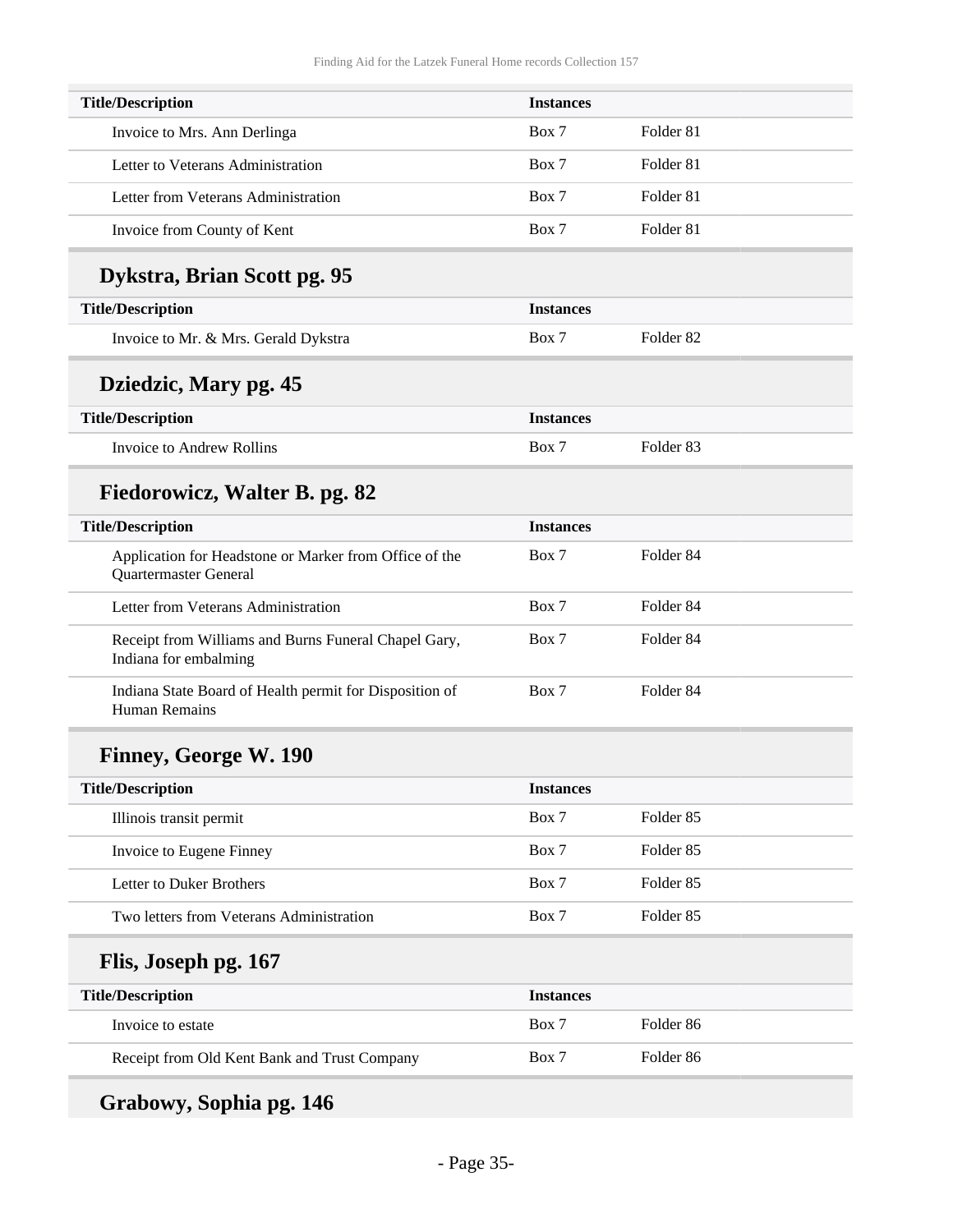| Title/Description | Instances | |
|---|---|---|
| Invoice to Mrs. Ann Derlinga | Box 7 | Folder 81 |
| Letter to Veterans Administration | Box 7 | Folder 81 |
| Letter from Veterans Administration | Box 7 | Folder 81 |
| Invoice from County of Kent | Box 7 | Folder 81 |

## Dykstra, Brian Scott pg. 95

| Title/Description | Instances | |
|---|---|---|
| Invoice to Mr. & Mrs. Gerald Dykstra | Box 7 | Folder 82 |

## Dziedzic, Mary pg. 45

| Title/Description | Instances | |
|---|---|---|
| Invoice to Andrew Rollins | Box 7 | Folder 83 |

## Fiedorowicz, Walter B. pg. 82

| Title/Description | Instances | |
|---|---|---|
| Application for Headstone or Marker from Office of the Quartermaster General | Box 7 | Folder 84 |
| Letter from Veterans Administration | Box 7 | Folder 84 |
| Receipt from Williams and Burns Funeral Chapel Gary, Indiana for embalming | Box 7 | Folder 84 |
| Indiana State Board of Health permit for Disposition of Human Remains | Box 7 | Folder 84 |

## Finney, George W. 190

| Title/Description | Instances | |
|---|---|---|
| Illinois transit permit | Box 7 | Folder 85 |
| Invoice to Eugene Finney | Box 7 | Folder 85 |
| Letter to Duker Brothers | Box 7 | Folder 85 |
| Two letters from Veterans Administration | Box 7 | Folder 85 |

## Flis, Joseph pg. 167

| Title/Description | Instances | |
|---|---|---|
| Invoice to estate | Box 7 | Folder 86 |
| Receipt from Old Kent Bank and Trust Company | Box 7 | Folder 86 |

## Grabowy, Sophia pg. 146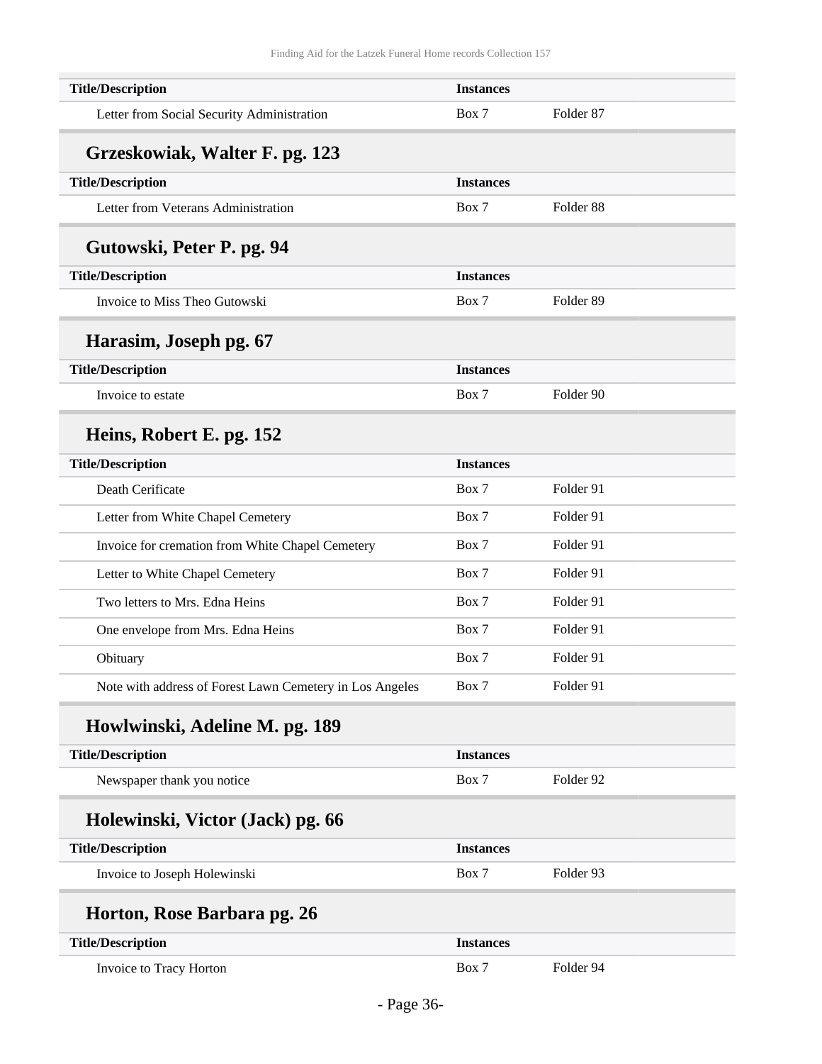| Title/Description | Instances | |
|---|---|---|
| Letter from Social Security Administration | Box 7 | Folder 87 |

## Grzeskowiak, Walter F. pg. 123

| Title/Description | Instances | |
|---|---|---|
| Letter from Veterans Administration | Box 7 | Folder 88 |

## Gutowski, Peter P. pg. 94

| Title/Description | Instances | |
|---|---|---|
| Invoice to Miss Theo Gutowski | Box 7 | Folder 89 |

## Harasim, Joseph pg. 67

| Title/Description | Instances | |
|---|---|---|
| Invoice to estate | Box 7 | Folder 90 |

## Heins, Robert E. pg. 152

| Title/Description | Instances | |
|---|---|---|
| Death Cerificate | Box 7 | Folder 91 |
| Letter from White Chapel Cemetery | Box 7 | Folder 91 |
| Invoice for cremation from White Chapel Cemetery | Box 7 | Folder 91 |
| Letter to White Chapel Cemetery | Box 7 | Folder 91 |
| Two letters to Mrs. Edna Heins | Box 7 | Folder 91 |
| One envelope from Mrs. Edna Heins | Box 7 | Folder 91 |
| Obituary | Box 7 | Folder 91 |
| Note with address of Forest Lawn Cemetery in Los Angeles | Box 7 | Folder 91 |

## Howlwinski, Adeline M. pg. 189

| Title/Description | Instances | |
|---|---|---|
| Newspaper thank you notice | Box 7 | Folder 92 |

## Holewinski, Victor (Jack) pg. 66

| Title/Description | Instances | |
|---|---|---|
| Invoice to Joseph Holewinski | Box 7 | Folder 93 |

## Horton, Rose Barbara pg. 26

| Title/Description | Instances | |
|---|---|---|
| Invoice to Tracy Horton | Box 7 | Folder 94 |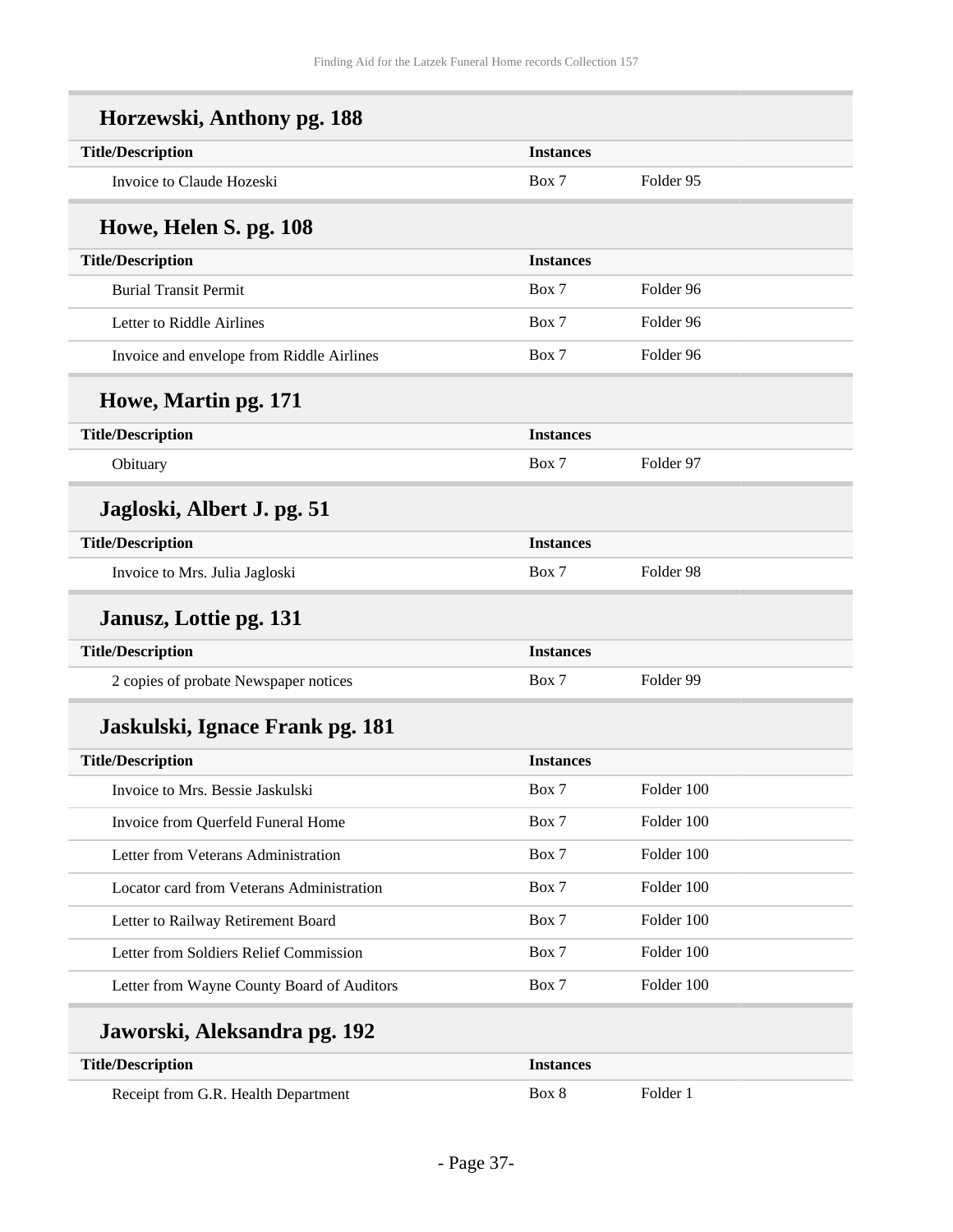## Horzewski, Anthony pg. 188

| Title/Description | Instances | |
|---|---|---|
| Invoice to Claude Hozeski | Box 7 | Folder 95 |

## Howe, Helen S. pg. 108

| Title/Description | Instances | |
|---|---|---|
| Burial Transit Permit | Box 7 | Folder 96 |
| Letter to Riddle Airlines | Box 7 | Folder 96 |
| Invoice and envelope from Riddle Airlines | Box 7 | Folder 96 |

## Howe, Martin pg. 171

| Title/Description | Instances | |
|---|---|---|
| Obituary | Box 7 | Folder 97 |

## Jagloski, Albert J. pg. 51

| Title/Description | Instances | |
|---|---|---|
| Invoice to Mrs. Julia Jagloski | Box 7 | Folder 98 |

## Janusz, Lottie pg. 131

| Title/Description | Instances | |
|---|---|---|
| 2 copies of probate Newspaper notices | Box 7 | Folder 99 |

## Jaskulski, Ignace Frank pg. 181

| Title/Description | Instances | |
|---|---|---|
| Invoice to Mrs. Bessie Jaskulski | Box 7 | Folder 100 |
| Invoice from Querfeld Funeral Home | Box 7 | Folder 100 |
| Letter from Veterans Administration | Box 7 | Folder 100 |
| Locator card from Veterans Administration | Box 7 | Folder 100 |
| Letter to Railway Retirement Board | Box 7 | Folder 100 |
| Letter from Soldiers Relief Commission | Box 7 | Folder 100 |
| Letter from Wayne County Board of Auditors | Box 7 | Folder 100 |

## Jaworski, Aleksandra pg. 192

| Title/Description | Instances | |
|---|---|---|
| Receipt from G.R. Health Department | Box 8 | Folder 1 |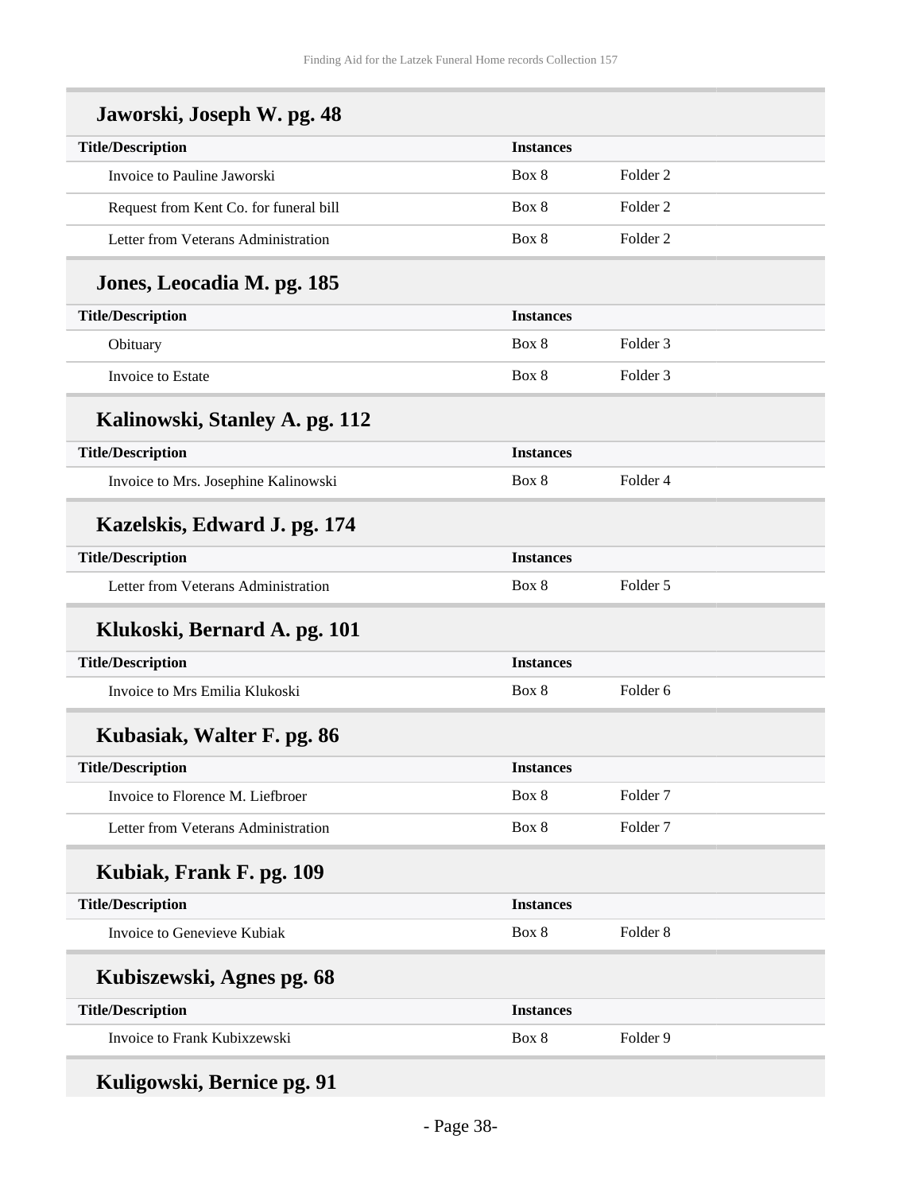### Jaworski, Joseph W. pg. 48

| Title/Description | Instances | |
|---|---|---|
| Invoice to Pauline Jaworski | Box 8 | Folder 2 |
| Request from Kent Co. for funeral bill | Box 8 | Folder 2 |
| Letter from Veterans Administration | Box 8 | Folder 2 |

### Jones, Leocadia M. pg. 185

| Title/Description | Instances | |
|---|---|---|
| Obituary | Box 8 | Folder 3 |
| Invoice to Estate | Box 8 | Folder 3 |

### Kalinowski, Stanley A. pg. 112

| Title/Description | Instances | |
|---|---|---|
| Invoice to Mrs. Josephine Kalinowski | Box 8 | Folder 4 |

### Kazelskis, Edward J. pg. 174

| Title/Description | Instances | |
|---|---|---|
| Letter from Veterans Administration | Box 8 | Folder 5 |

### Klukoski, Bernard A. pg. 101

| Title/Description | Instances | |
|---|---|---|
| Invoice to Mrs Emilia Klukoski | Box 8 | Folder 6 |

### Kubasiak, Walter F. pg. 86

| Title/Description | Instances | |
|---|---|---|
| Invoice to Florence M. Liefbroer | Box 8 | Folder 7 |
| Letter from Veterans Administration | Box 8 | Folder 7 |

### Kubiak, Frank F. pg. 109

| Title/Description | Instances | |
|---|---|---|
| Invoice to Genevieve Kubiak | Box 8 | Folder 8 |

### Kubiszewski, Agnes pg. 68

| Title/Description | Instances | |
|---|---|---|
| Invoice to Frank Kubixzewski | Box 8 | Folder 9 |

### Kuligowski, Bernice pg. 91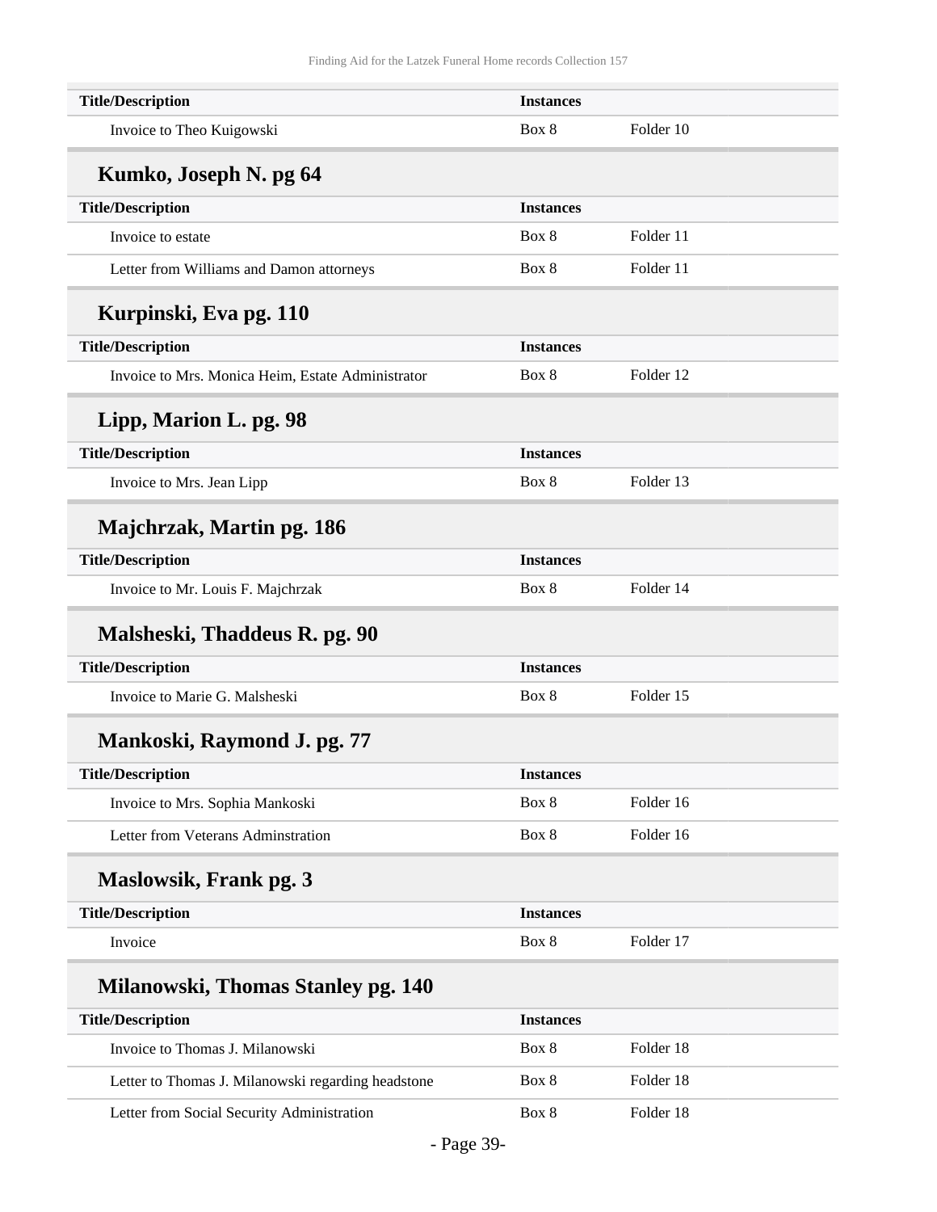| Title/Description | Instances | |
|---|---|---|
| Invoice to Theo Kuigowski | Box 8 | Folder 10 |

### Kumko, Joseph N. pg 64

| Title/Description | Instances | |
|---|---|---|
| Invoice to estate | Box 8 | Folder 11 |
| Letter from Williams and Damon attorneys | Box 8 | Folder 11 |

### Kurpinski, Eva pg. 110

| Title/Description | Instances | |
|---|---|---|
| Invoice to Mrs. Monica Heim, Estate Administrator | Box 8 | Folder 12 |

### Lipp, Marion L. pg. 98

| Title/Description | Instances | |
|---|---|---|
| Invoice to Mrs. Jean Lipp | Box 8 | Folder 13 |

### Majchrzak, Martin pg. 186

| Title/Description | Instances | |
|---|---|---|
| Invoice to Mr. Louis F. Majchrzak | Box 8 | Folder 14 |

### Malsheski, Thaddeus R. pg. 90

| Title/Description | Instances | |
|---|---|---|
| Invoice to Marie G. Malsheski | Box 8 | Folder 15 |

### Mankoski, Raymond J. pg. 77

| Title/Description | Instances | |
|---|---|---|
| Invoice to Mrs. Sophia Mankoski | Box 8 | Folder 16 |
| Letter from Veterans Adminstration | Box 8 | Folder 16 |

### Maslowsik, Frank pg. 3

| Title/Description | Instances | |
|---|---|---|
| Invoice | Box 8 | Folder 17 |

### Milanowski, Thomas Stanley pg. 140

| Title/Description | Instances | |
|---|---|---|
| Invoice to Thomas J. Milanowski | Box 8 | Folder 18 |
| Letter to Thomas J. Milanowski regarding headstone | Box 8 | Folder 18 |
| Letter from Social Security Administration | Box 8 | Folder 18 |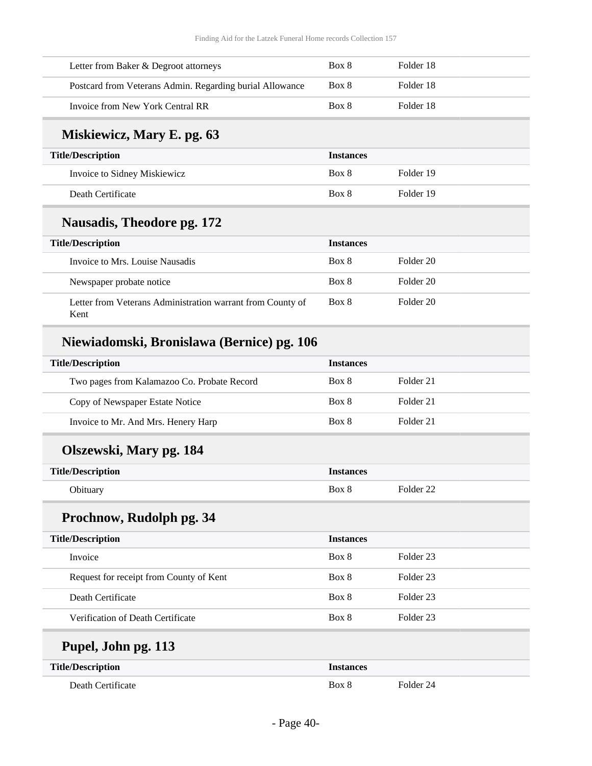| | | |
|---|---|---|
| Letter from Baker & Degroot attorneys | Box 8 | Folder 18 |
| Postcard from Veterans Admin. Regarding burial Allowance | Box 8 | Folder 18 |
| Invoice from New York Central RR | Box 8 | Folder 18 |

## Miskiewicz, Mary E. pg. 63

| Title/Description | Instances | |
|---|---|---|
| Invoice to Sidney Miskiewicz | Box 8 | Folder 19 |
| Death Certificate | Box 8 | Folder 19 |

## Nausadis, Theodore pg. 172

| Title/Description | Instances | |
|---|---|---|
| Invoice to Mrs. Louise Nausadis | Box 8 | Folder 20 |
| Newspaper probate notice | Box 8 | Folder 20 |
| Letter from Veterans Administration warrant from County of Kent | Box 8 | Folder 20 |

## Niewiadomski, Bronislawa (Bernice) pg. 106

| Title/Description | Instances | |
|---|---|---|
| Two pages from Kalamazoo Co. Probate Record | Box 8 | Folder 21 |
| Copy of Newspaper Estate Notice | Box 8 | Folder 21 |
| Invoice to Mr. And Mrs. Henery Harp | Box 8 | Folder 21 |

## Olszewski, Mary pg. 184

| Title/Description | Instances | |
|---|---|---|
| Obituary | Box 8 | Folder 22 |

## Prochnow, Rudolph pg. 34

| Title/Description | Instances | |
|---|---|---|
| Invoice | Box 8 | Folder 23 |
| Request for receipt from County of Kent | Box 8 | Folder 23 |
| Death Certificate | Box 8 | Folder 23 |
| Verification of Death Certificate | Box 8 | Folder 23 |

## Pupel, John pg. 113

| Title/Description | Instances | |
|---|---|---|
| Death Certificate | Box 8 | Folder 24 |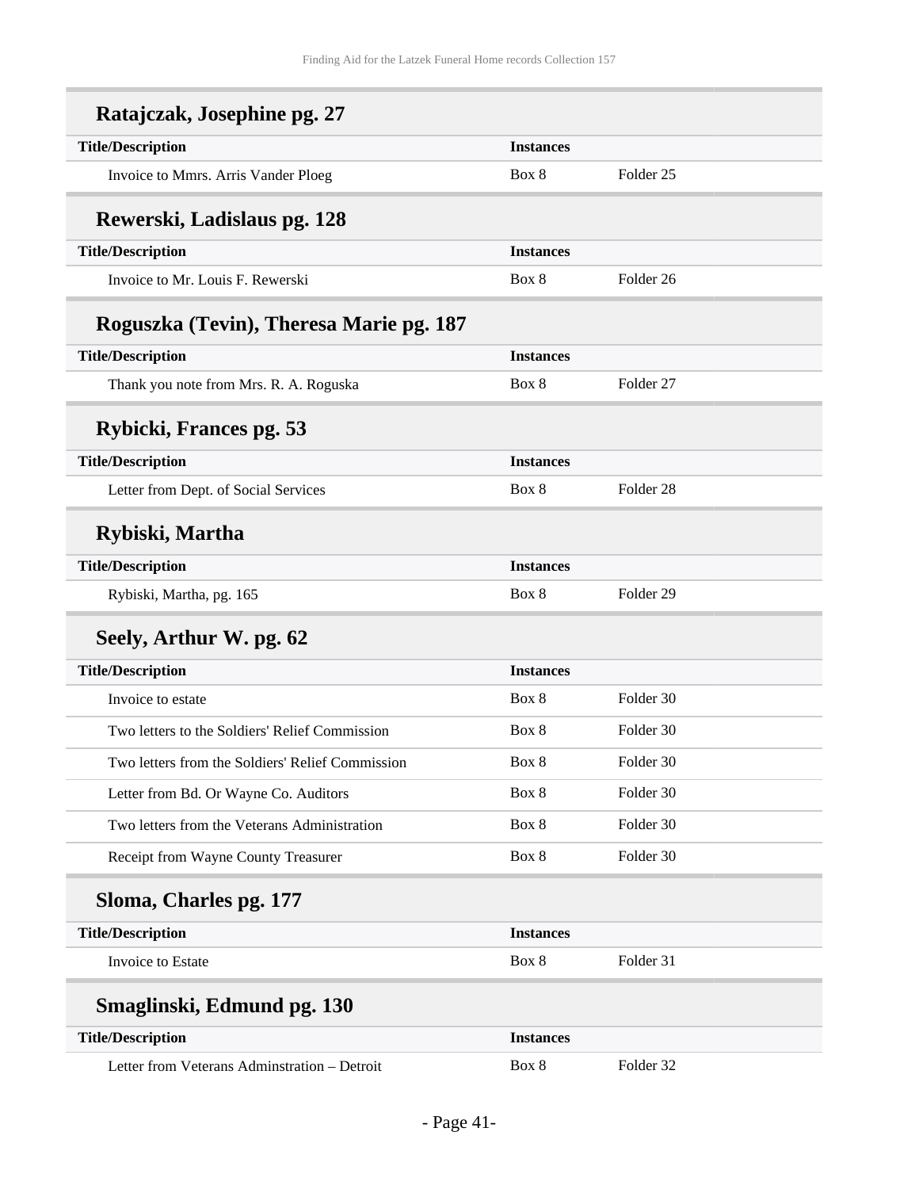## Ratajczak, Josephine pg. 27

| Title/Description | Instances | |
|---|---|---|
| Invoice to Mmrs. Arris Vander Ploeg | Box 8 | Folder 25 |

## Rewerski, Ladislaus pg. 128

| Title/Description | Instances | |
|---|---|---|
| Invoice to Mr. Louis F. Rewerski | Box 8 | Folder 26 |

## Roguszka (Tevin), Theresa Marie pg. 187

| Title/Description | Instances | |
|---|---|---|
| Thank you note from Mrs. R. A. Roguska | Box 8 | Folder 27 |

## Rybicki, Frances pg. 53

| Title/Description | Instances | |
|---|---|---|
| Letter from Dept. of Social Services | Box 8 | Folder 28 |

## Rybiski, Martha

| Title/Description | Instances | |
|---|---|---|
| Rybiski, Martha, pg. 165 | Box 8 | Folder 29 |

## Seely, Arthur W. pg. 62

| Title/Description | Instances | |
|---|---|---|
| Invoice to estate | Box 8 | Folder 30 |
| Two letters to the Soldiers' Relief Commission | Box 8 | Folder 30 |
| Two letters from the Soldiers' Relief Commission | Box 8 | Folder 30 |
| Letter from Bd. Or Wayne Co. Auditors | Box 8 | Folder 30 |
| Two letters from the Veterans Administration | Box 8 | Folder 30 |
| Receipt from Wayne County Treasurer | Box 8 | Folder 30 |

## Sloma, Charles pg. 177

| Title/Description | Instances | |
|---|---|---|
| Invoice to Estate | Box 8 | Folder 31 |

## Smaglinski, Edmund pg. 130

| Title/Description | Instances | |
|---|---|---|
| Letter from Veterans Adminstration – Detroit | Box 8 | Folder 32 |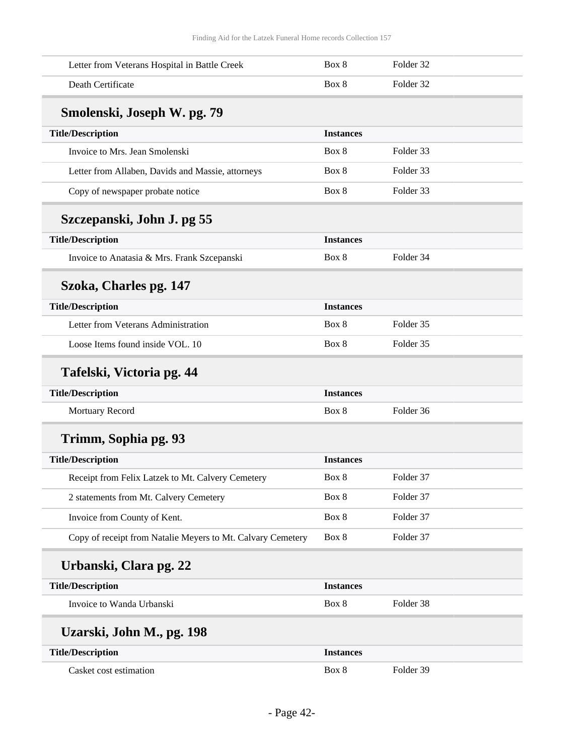| | | |
|---|---|---|
| Letter from Veterans Hospital in Battle Creek | Box 8 | Folder 32 |
| Death Certificate | Box 8 | Folder 32 |

### Smolenski, Joseph W. pg. 79

| Title/Description | Instances | |
|---|---|---|
| Invoice to Mrs. Jean Smolenski | Box 8 | Folder 33 |
| Letter from Allaben, Davids and Massie, attorneys | Box 8 | Folder 33 |
| Copy of newspaper probate notice | Box 8 | Folder 33 |

### Szczepanski, John J. pg 55

| Title/Description | Instances | |
|---|---|---|
| Invoice to Anatasia & Mrs. Frank Szcepanski | Box 8 | Folder 34 |

### Szoka, Charles pg. 147

| Title/Description | Instances | |
|---|---|---|
| Letter from Veterans Administration | Box 8 | Folder 35 |
| Loose Items found inside VOL. 10 | Box 8 | Folder 35 |

### Tafelski, Victoria pg. 44

| Title/Description | Instances | |
|---|---|---|
| Mortuary Record | Box 8 | Folder 36 |

### Trimm, Sophia pg. 93

| Title/Description | Instances | |
|---|---|---|
| Receipt from Felix Latzek to Mt. Calvery Cemetery | Box 8 | Folder 37 |
| 2 statements from Mt. Calvery Cemetery | Box 8 | Folder 37 |
| Invoice from County of Kent. | Box 8 | Folder 37 |
| Copy of receipt from Natalie Meyers to Mt. Calvary Cemetery | Box 8 | Folder 37 |

### Urbanski, Clara pg. 22

| Title/Description | Instances | |
|---|---|---|
| Invoice to Wanda Urbanski | Box 8 | Folder 38 |

### Uzarski, John M., pg. 198

| Title/Description | Instances | |
|---|---|---|
| Casket cost estimation | Box 8 | Folder 39 |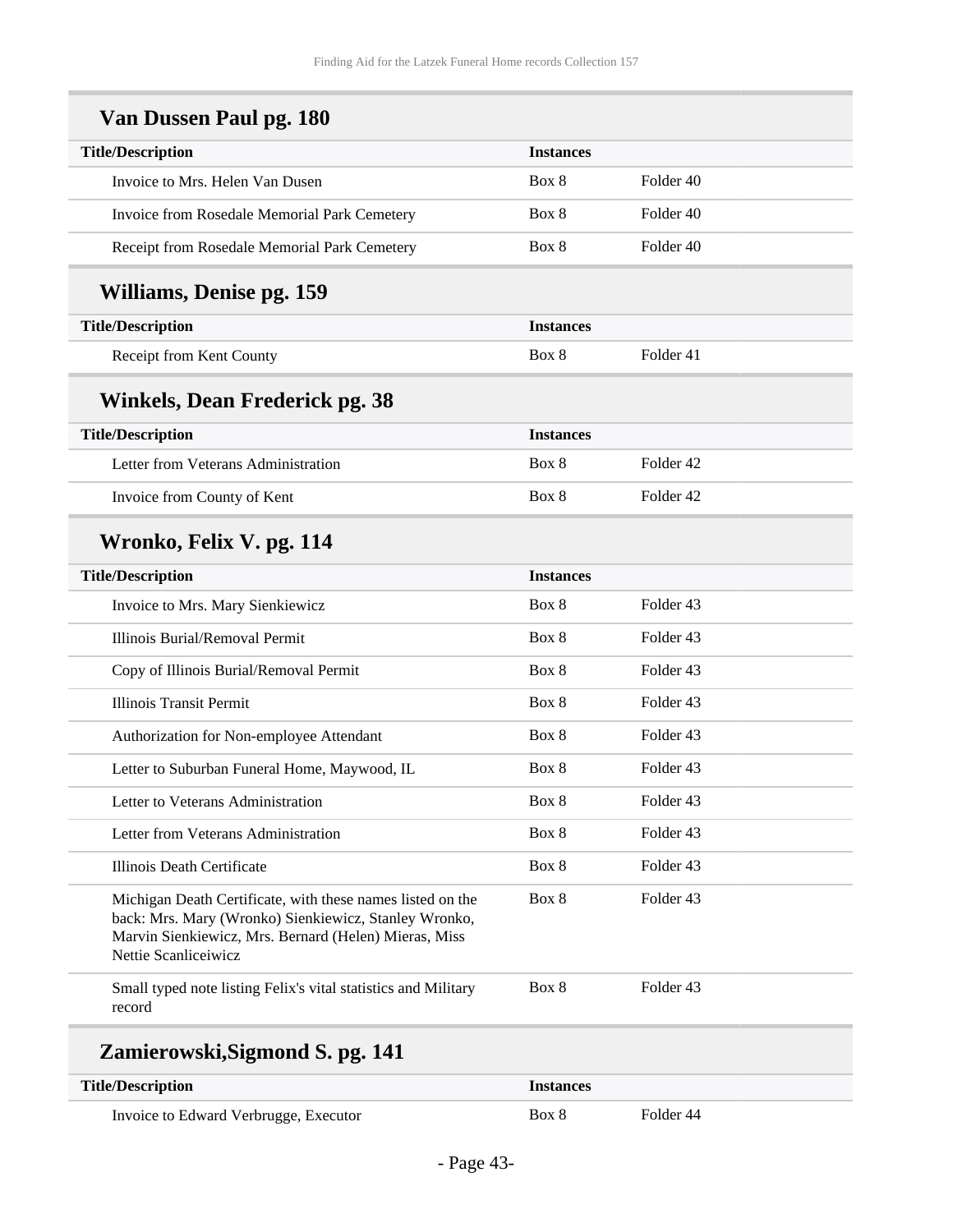## Van Dussen Paul pg. 180

| Title/Description | Instances | |
|---|---|---|
| Invoice to Mrs. Helen Van Dusen | Box 8 | Folder 40 |
| Invoice from Rosedale Memorial Park Cemetery | Box 8 | Folder 40 |
| Receipt from Rosedale Memorial Park Cemetery | Box 8 | Folder 40 |

## Williams, Denise pg. 159

| Title/Description | Instances | |
|---|---|---|
| Receipt from Kent County | Box 8 | Folder 41 |

## Winkels, Dean Frederick pg. 38

| Title/Description | Instances | |
|---|---|---|
| Letter from Veterans Administration | Box 8 | Folder 42 |
| Invoice from County of Kent | Box 8 | Folder 42 |

## Wronko, Felix V. pg. 114

| Title/Description | Instances | |
|---|---|---|
| Invoice to Mrs. Mary Sienkiewicz | Box 8 | Folder 43 |
| Illinois Burial/Removal Permit | Box 8 | Folder 43 |
| Copy of Illinois Burial/Removal Permit | Box 8 | Folder 43 |
| Illinois Transit Permit | Box 8 | Folder 43 |
| Authorization for Non-employee Attendant | Box 8 | Folder 43 |
| Letter to Suburban Funeral Home, Maywood, IL | Box 8 | Folder 43 |
| Letter to Veterans Administration | Box 8 | Folder 43 |
| Letter from Veterans Administration | Box 8 | Folder 43 |
| Illinois Death Certificate | Box 8 | Folder 43 |
| Michigan Death Certificate, with these names listed on the back: Mrs. Mary (Wronko) Sienkiewicz, Stanley Wronko, Marvin Sienkiewicz, Mrs. Bernard (Helen) Mieras, Miss Nettie Scanliceiwicz | Box 8 | Folder 43 |
| Small typed note listing Felix's vital statistics and Military record | Box 8 | Folder 43 |

## Zamierowski,Sigmond S. pg. 141

| Title/Description | Instances | |
|---|---|---|
| Invoice to Edward Verbrugge, Executor | Box 8 | Folder 44 |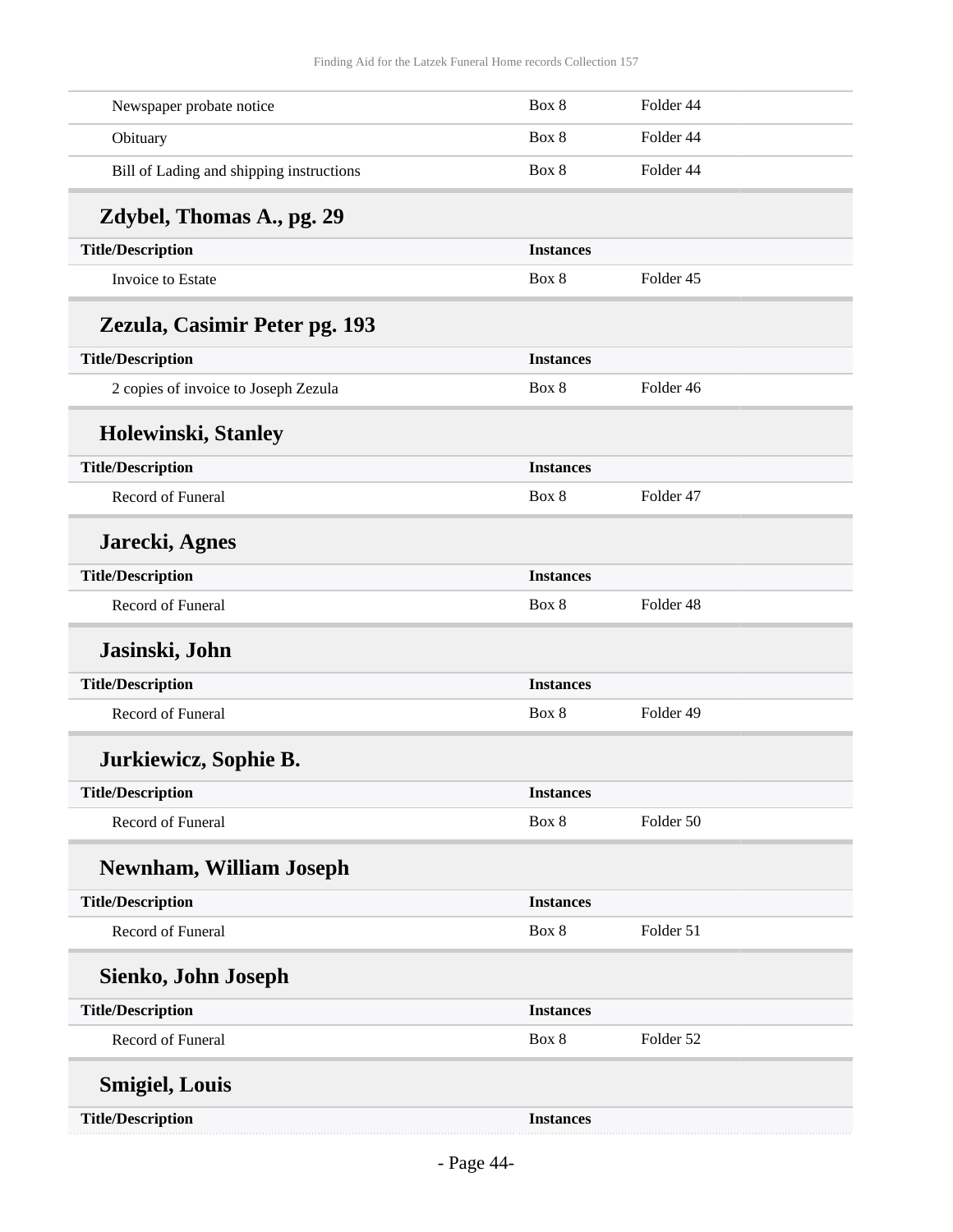| Title/Description | Instances | |
|---|---|---|
| Newspaper probate notice | Box 8 | Folder 44 |
| Obituary | Box 8 | Folder 44 |
| Bill of Lading and shipping instructions | Box 8 | Folder 44 |

### Zdybel, Thomas A., pg. 29

| Title/Description | Instances | |
|---|---|---|
| Invoice to Estate | Box 8 | Folder 45 |

### Zezula, Casimir Peter pg. 193

| Title/Description | Instances | |
|---|---|---|
| 2 copies of invoice to Joseph Zezula | Box 8 | Folder 46 |

### Holewinski, Stanley

| Title/Description | Instances | |
|---|---|---|
| Record of Funeral | Box 8 | Folder 47 |

### Jarecki, Agnes

| Title/Description | Instances | |
|---|---|---|
| Record of Funeral | Box 8 | Folder 48 |

### Jasinski, John

| Title/Description | Instances | |
|---|---|---|
| Record of Funeral | Box 8 | Folder 49 |

### Jurkiewicz, Sophie B.

| Title/Description | Instances | |
|---|---|---|
| Record of Funeral | Box 8 | Folder 50 |

### Newnham, William Joseph

| Title/Description | Instances | |
|---|---|---|
| Record of Funeral | Box 8 | Folder 51 |

### Sienko, John Joseph

| Title/Description | Instances | |
|---|---|---|
| Record of Funeral | Box 8 | Folder 52 |

### Smigiel, Louis

| Title/Description | Instances | |
|---|---|---|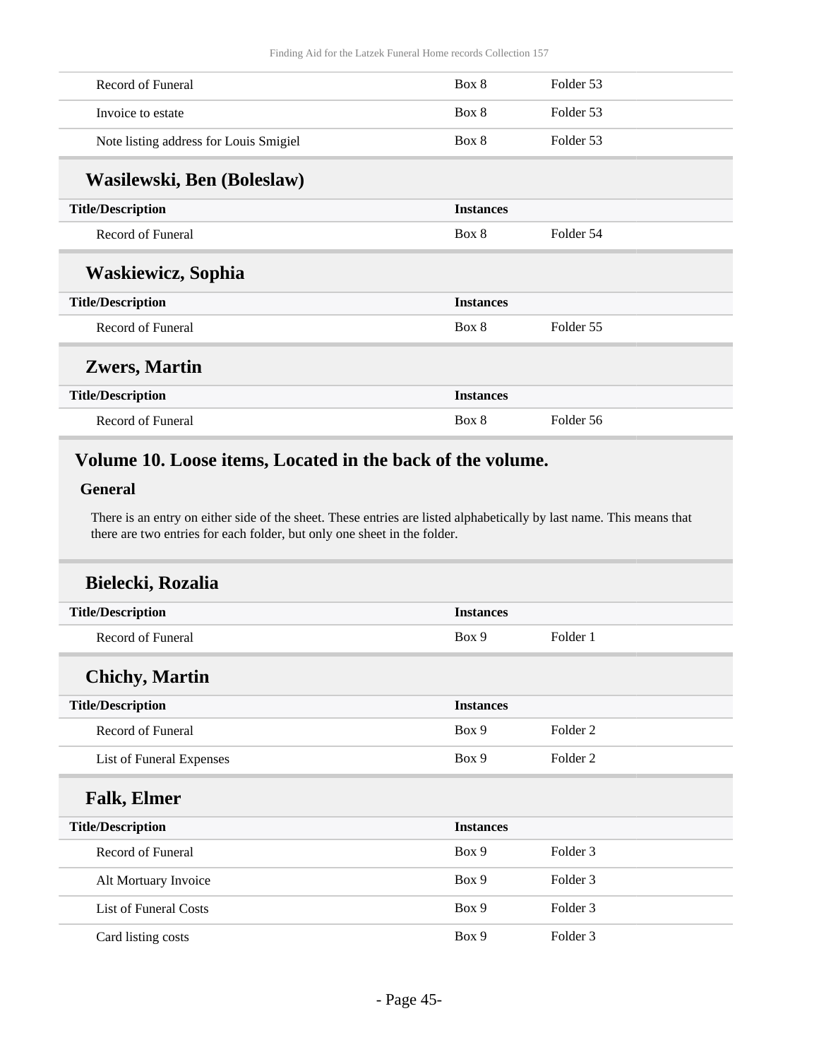| | | |
|---|---|---|
| Record of Funeral | Box 8 | Folder 53 |
| Invoice to estate | Box 8 | Folder 53 |
| Note listing address for Louis Smigiel | Box 8 | Folder 53 |

### Wasilewski, Ben (Boleslaw)

| Title/Description | Instances | |
|---|---|---|
| Record of Funeral | Box 8 | Folder 54 |

### Waskiewicz, Sophia

| Title/Description | Instances | |
|---|---|---|
| Record of Funeral | Box 8 | Folder 55 |

### Zwers, Martin

| Title/Description | Instances | |
|---|---|---|
| Record of Funeral | Box 8 | Folder 56 |

## Volume 10. Loose items, Located in the back of the volume.

**General**

There is an entry on either side of the sheet. These entries are listed alphabetically by last name. This means that there are two entries for each folder, but only one sheet in the folder.

### Bielecki, Rozalia

| Title/Description | Instances | |
|---|---|---|
| Record of Funeral | Box 9 | Folder 1 |

### Chichy, Martin

| Title/Description | Instances | |
|---|---|---|
| Record of Funeral | Box 9 | Folder 2 |
| List of Funeral Expenses | Box 9 | Folder 2 |

### Falk, Elmer

| Title/Description | Instances | |
|---|---|---|
| Record of Funeral | Box 9 | Folder 3 |
| Alt Mortuary Invoice | Box 9 | Folder 3 |
| List of Funeral Costs | Box 9 | Folder 3 |
| Card listing costs | Box 9 | Folder 3 |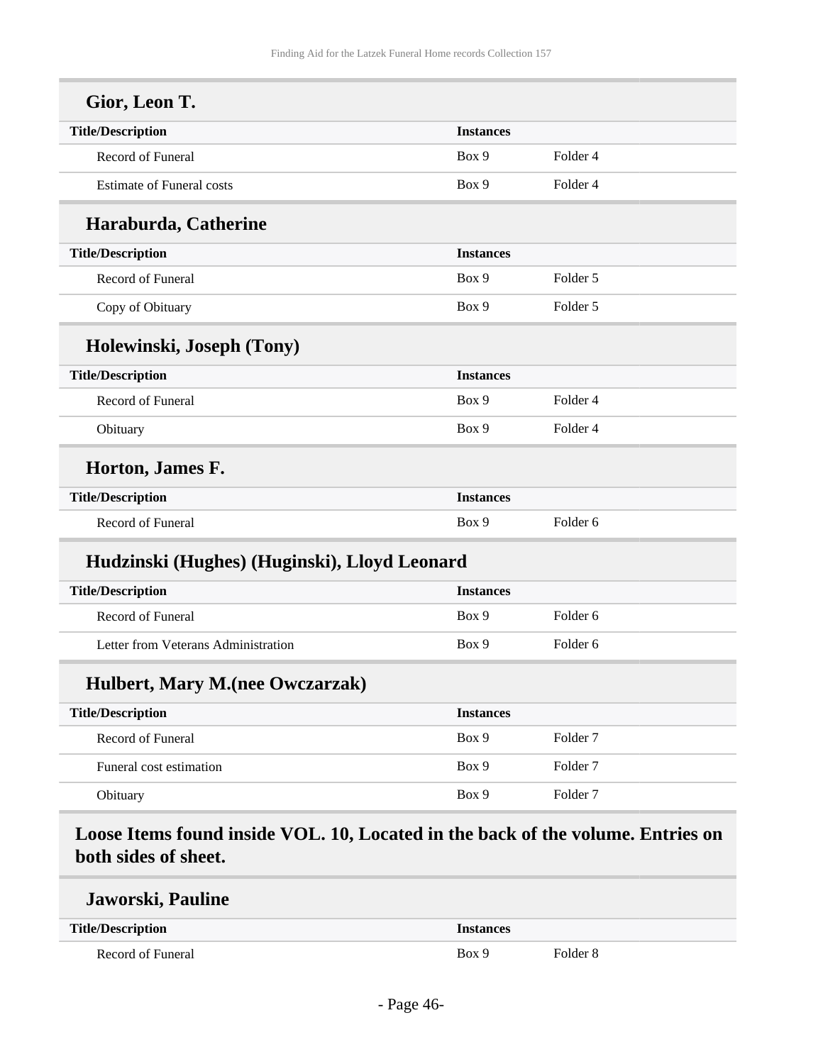### Gior, Leon T.

| Title/Description | Instances | |
|---|---|---|
| Record of Funeral | Box 9 | Folder 4 |
| Estimate of Funeral costs | Box 9 | Folder 4 |

### Haraburda, Catherine

| Title/Description | Instances | |
|---|---|---|
| Record of Funeral | Box 9 | Folder 5 |
| Copy of Obituary | Box 9 | Folder 5 |

### Holewinski, Joseph (Tony)

| Title/Description | Instances | |
|---|---|---|
| Record of Funeral | Box 9 | Folder 4 |
| Obituary | Box 9 | Folder 4 |

### Horton, James F.

| Title/Description | Instances | |
|---|---|---|
| Record of Funeral | Box 9 | Folder 6 |

### Hudzinski (Hughes) (Huginski), Lloyd Leonard

| Title/Description | Instances | |
|---|---|---|
| Record of Funeral | Box 9 | Folder 6 |
| Letter from Veterans Administration | Box 9 | Folder 6 |

### Hulbert, Mary M.(nee Owczarzak)

| Title/Description | Instances | |
|---|---|---|
| Record of Funeral | Box 9 | Folder 7 |
| Funeral cost estimation | Box 9 | Folder 7 |
| Obituary | Box 9 | Folder 7 |

## Loose Items found inside VOL. 10, Located in the back of the volume. Entries on both sides of sheet.

### Jaworski, Pauline

| Title/Description | Instances | |
|---|---|---|
| Record of Funeral | Box 9 | Folder 8 |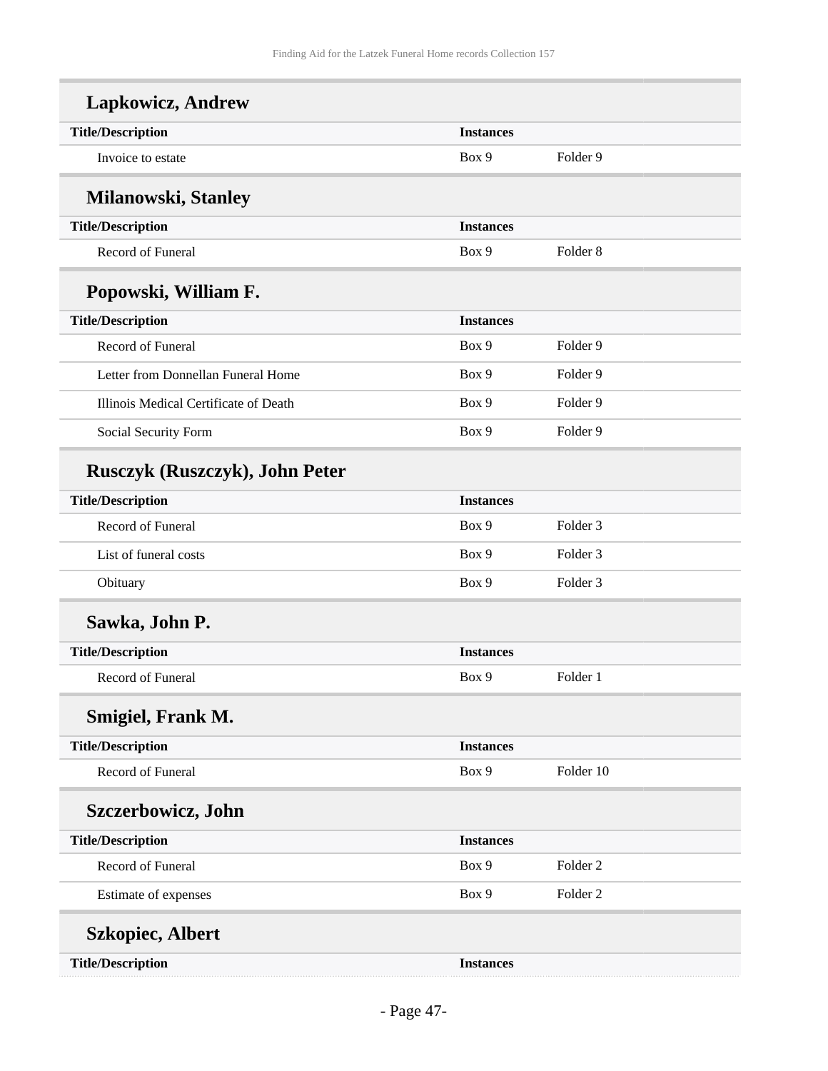### Lapkowicz, Andrew

| Title/Description | Instances | |
|---|---|---|
| Invoice to estate | Box 9 | Folder 9 |

### Milanowski, Stanley

| Title/Description | Instances | |
|---|---|---|
| Record of Funeral | Box 9 | Folder 8 |

### Popowski, William F.

| Title/Description | Instances | |
|---|---|---|
| Record of Funeral | Box 9 | Folder 9 |
| Letter from Donnellan Funeral Home | Box 9 | Folder 9 |
| Illinois Medical Certificate of Death | Box 9 | Folder 9 |
| Social Security Form | Box 9 | Folder 9 |

### Rusczyk (Ruszczyk), John Peter

| Title/Description | Instances | |
|---|---|---|
| Record of Funeral | Box 9 | Folder 3 |
| List of funeral costs | Box 9 | Folder 3 |
| Obituary | Box 9 | Folder 3 |

### Sawka, John P.

| Title/Description | Instances | |
|---|---|---|
| Record of Funeral | Box 9 | Folder 1 |

### Smigiel, Frank M.

| Title/Description | Instances | |
|---|---|---|
| Record of Funeral | Box 9 | Folder 10 |

### Szczerbowicz, John

| Title/Description | Instances | |
|---|---|---|
| Record of Funeral | Box 9 | Folder 2 |
| Estimate of expenses | Box 9 | Folder 2 |

### Szkopiec, Albert

| Title/Description | Instances | |
|---|---|---|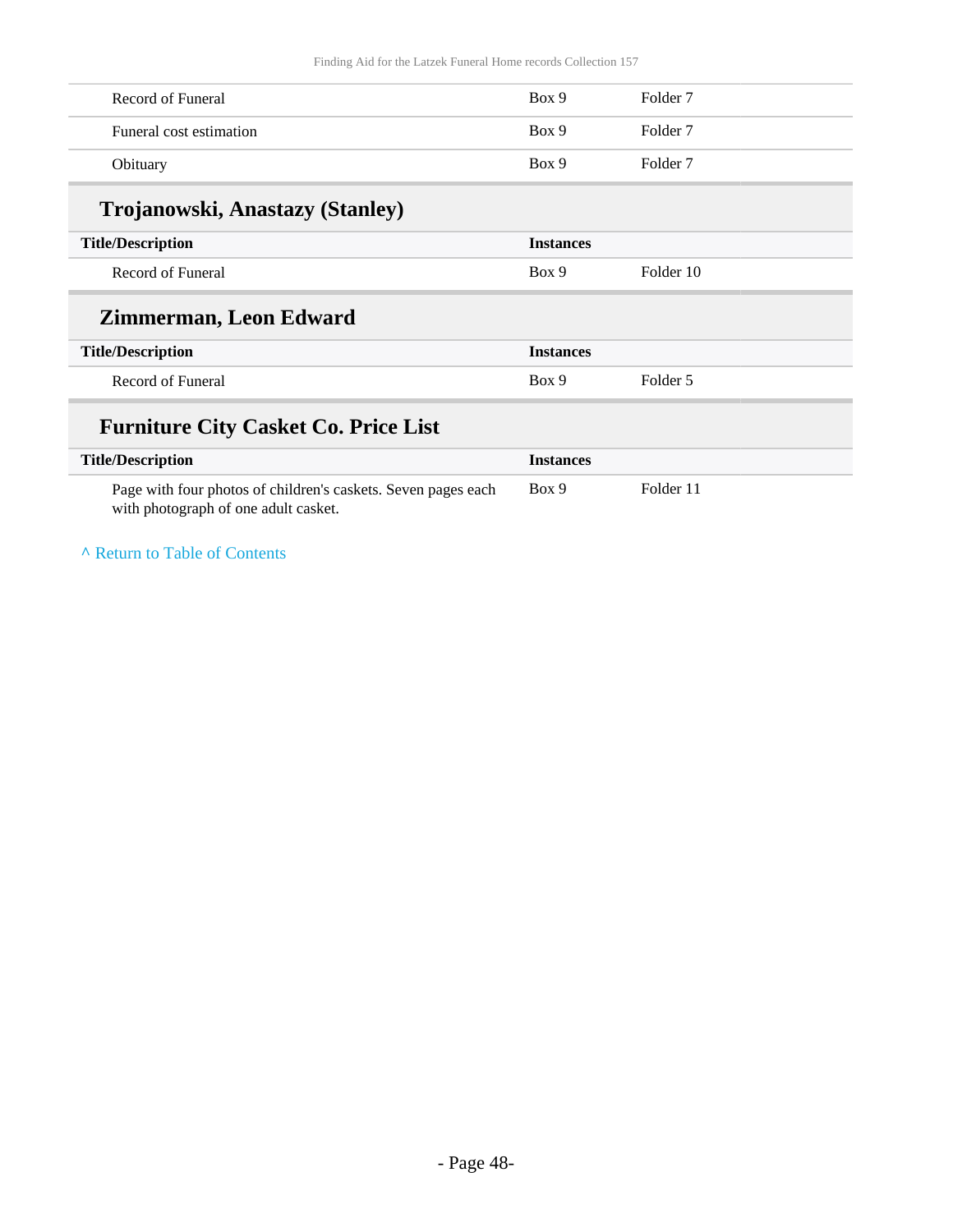| | | |
|---|---|---|
| Record of Funeral | Box 9 | Folder 7 |
| Funeral cost estimation | Box 9 | Folder 7 |
| Obituary | Box 9 | Folder 7 |

## Trojanowski, Anastazy (Stanley)

| Title/Description | Instances | |
|---|---|---|
| Record of Funeral | Box 9 | Folder 10 |

## Zimmerman, Leon Edward

| Title/Description | Instances | |
|---|---|---|
| Record of Funeral | Box 9 | Folder 5 |

## Furniture City Casket Co. Price List

| Title/Description | Instances | |
|---|---|---|
| Page with four photos of children's caskets. Seven pages each with photograph of one adult casket. | Box 9 | Folder 11 |

^ Return to Table of Contents